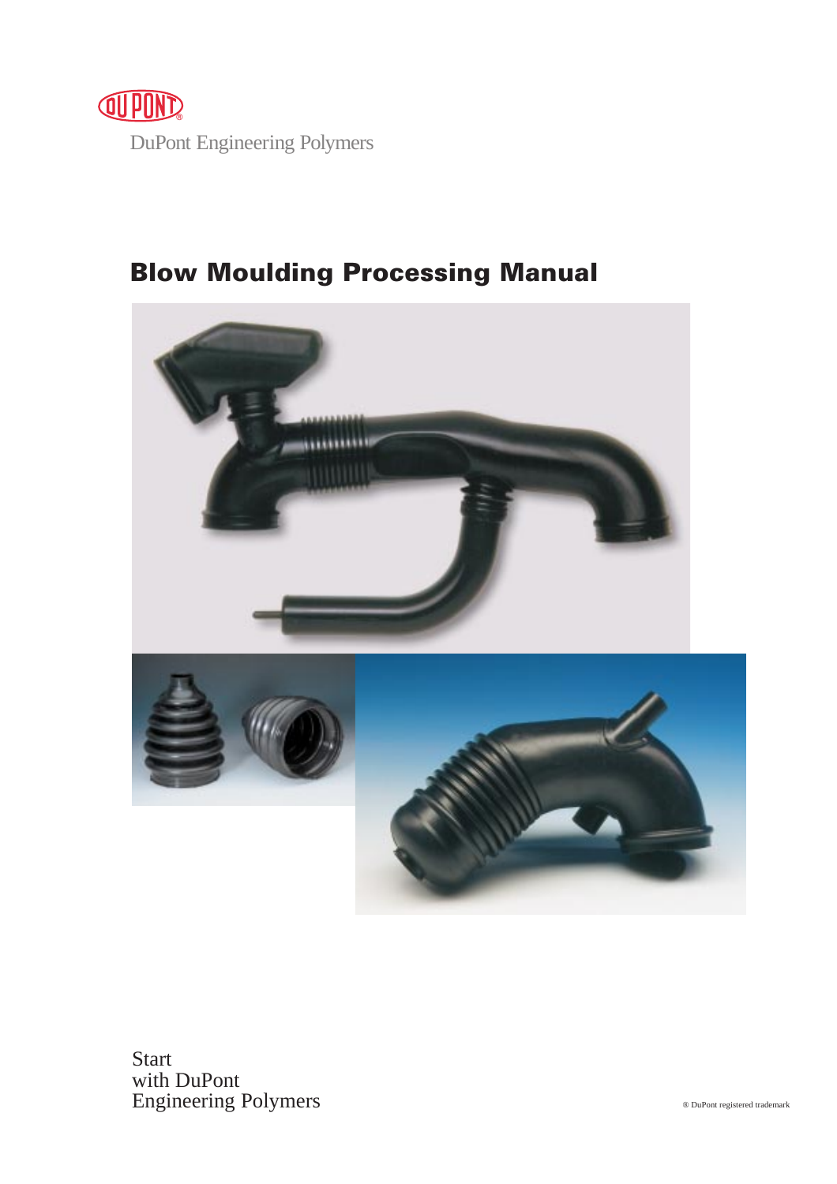DuPont Engineering Polymers

# Blow Moulding Processing Manual

Start
with DuPont
Engineering Polymers

® DuPont registered trademark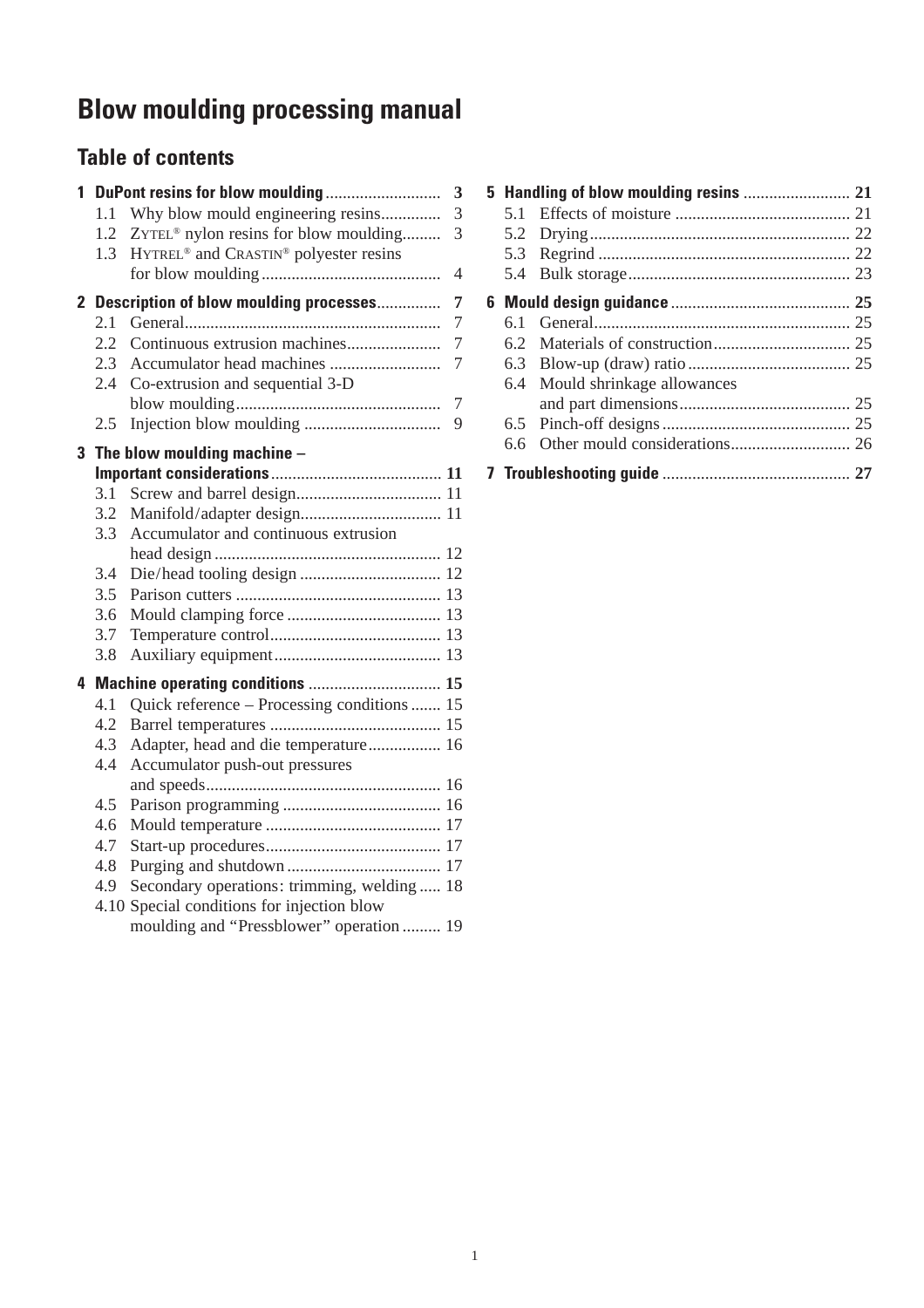# Blow moulding processing manual

## Table of contents

**1 DuPont resins for blow moulding** .......... 3
- 1.1 Why blow mould engineering resins .......... 3
- 1.2 ZYTEL® nylon resins for blow moulding .......... 3
- 1.3 HYTREL® and CRASTIN® polyester resins for blow moulding .......... 4

**2 Description of blow moulding processes** .......... 7
- 2.1 General .......... 7
- 2.2 Continuous extrusion machines .......... 7
- 2.3 Accumulator head machines .......... 7
- 2.4 Co-extrusion and sequential 3-D blow moulding .......... 7
- 2.5 Injection blow moulding .......... 9

**3 The blow moulding machine – Important considerations** .......... 11
- 3.1 Screw and barrel design .......... 11
- 3.2 Manifold/adapter design .......... 11
- 3.3 Accumulator and continuous extrusion head design .......... 12
- 3.4 Die/head tooling design .......... 12
- 3.5 Parison cutters .......... 13
- 3.6 Mould clamping force .......... 13
- 3.7 Temperature control .......... 13
- 3.8 Auxiliary equipment .......... 13

**4 Machine operating conditions** .......... 15
- 4.1 Quick reference – Processing conditions .......... 15
- 4.2 Barrel temperatures .......... 15
- 4.3 Adapter, head and die temperature .......... 16
- 4.4 Accumulator push-out pressures and speeds .......... 16
- 4.5 Parison programming .......... 16
- 4.6 Mould temperature .......... 17
- 4.7 Start-up procedures .......... 17
- 4.8 Purging and shutdown .......... 17
- 4.9 Secondary operations: trimming, welding .......... 18
- 4.10 Special conditions for injection blow moulding and "Pressblower" operation .......... 19

**5 Handling of blow moulding resins** .......... 21
- 5.1 Effects of moisture .......... 21
- 5.2 Drying .......... 22
- 5.3 Regrind .......... 22
- 5.4 Bulk storage .......... 23

**6 Mould design guidance** .......... 25
- 6.1 General .......... 25
- 6.2 Materials of construction .......... 25
- 6.3 Blow-up (draw) ratio .......... 25
- 6.4 Mould shrinkage allowances and part dimensions .......... 25
- 6.5 Pinch-off designs .......... 25
- 6.6 Other mould considerations .......... 26

**7 Troubleshooting guide** .......... 27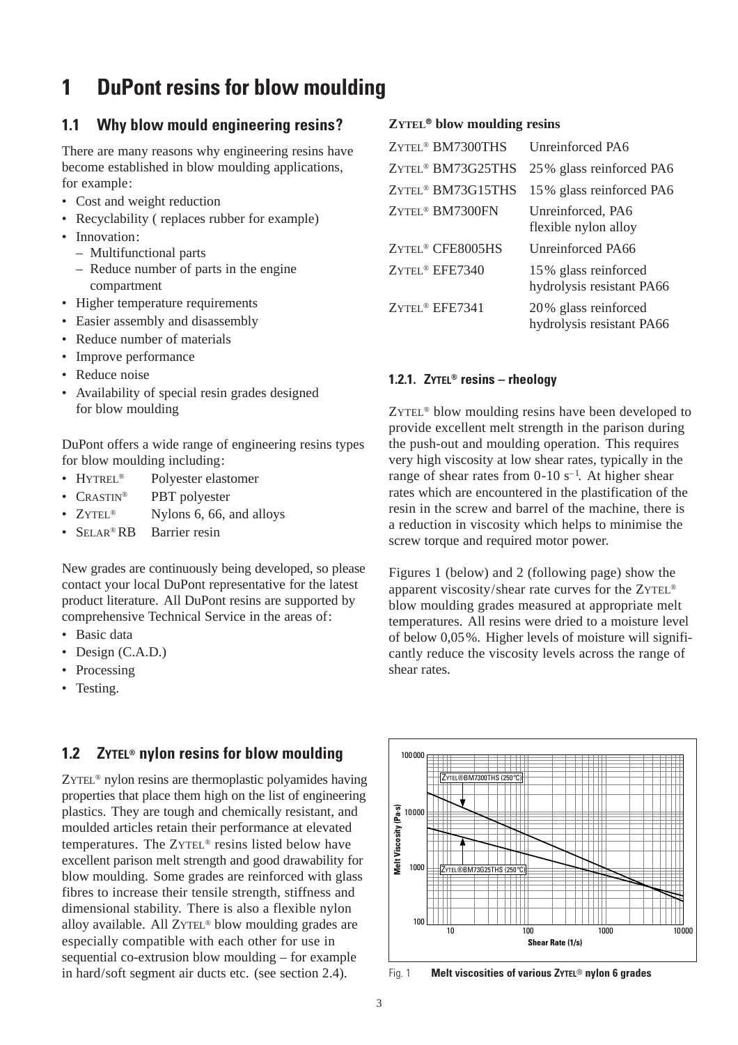# 1 DuPont resins for blow moulding

## 1.1 Why blow mould engineering resins?

There are many reasons why engineering resins have become established in blow moulding applications, for example:

- Cost and weight reduction
- Recyclability ( replaces rubber for example)
- Innovation:
  - Multifunctional parts
  - Reduce number of parts in the engine compartment
- Higher temperature requirements
- Easier assembly and disassembly
- Reduce number of materials
- Improve performance
- Reduce noise
- Availability of special resin grades designed for blow moulding

DuPont offers a wide range of engineering resins types for blow moulding including:

- HYTREL® Polyester elastomer
- CRASTIN® PBT polyester
- ZYTEL® Nylons 6, 66, and alloys
- SELAR® RB Barrier resin

New grades are continuously being developed, so please contact your local DuPont representative for the latest product literature. All DuPont resins are supported by comprehensive Technical Service in the areas of:

- Basic data
- Design (C.A.D.)
- Processing
- Testing.

## 1.2 ZYTEL® nylon resins for blow moulding

ZYTEL® nylon resins are thermoplastic polyamides having properties that place them high on the list of engineering plastics. They are tough and chemically resistant, and moulded articles retain their performance at elevated temperatures. The ZYTEL® resins listed below have excellent parison melt strength and good drawability for blow moulding. Some grades are reinforced with glass fibres to increase their tensile strength, stiffness and dimensional stability. There is also a flexible nylon alloy available. All ZYTEL® blow moulding grades are especially compatible with each other for use in sequential co-extrusion blow moulding – for example in hard/soft segment air ducts etc. (see section 2.4).

**ZYTEL® blow moulding resins**

| Grade | Description |
|---|---|
| ZYTEL® BM7300THS | Unreinforced PA6 |
| ZYTEL® BM73G25THS | 25% glass reinforced PA6 |
| ZYTEL® BM73G15THS | 15% glass reinforced PA6 |
| ZYTEL® BM7300FN | Unreinforced, PA6 flexible nylon alloy |
| ZYTEL® CFE8005HS | Unreinforced PA66 |
| ZYTEL® EFE7340 | 15% glass reinforced hydrolysis resistant PA66 |
| ZYTEL® EFE7341 | 20% glass reinforced hydrolysis resistant PA66 |

### 1.2.1. ZYTEL® resins – rheology

ZYTEL® blow moulding resins have been developed to provide excellent melt strength in the parison during the push-out and moulding operation. This requires very high viscosity at low shear rates, typically in the range of shear rates from 0-10 $s^{-1}$. At higher shear rates which are encountered in the plastification of the resin in the screw and barrel of the machine, there is a reduction in viscosity which helps to minimise the screw torque and required motor power.

Figures 1 (below) and 2 (following page) show the apparent viscosity/shear rate curves for the ZYTEL® blow moulding grades measured at appropriate melt temperatures. All resins were dried to a moisture level of below 0,05%. Higher levels of moisture will significantly reduce the viscosity levels across the range of shear rates.

Fig. 1 **Melt viscosities of various ZYTEL® nylon 6 grades**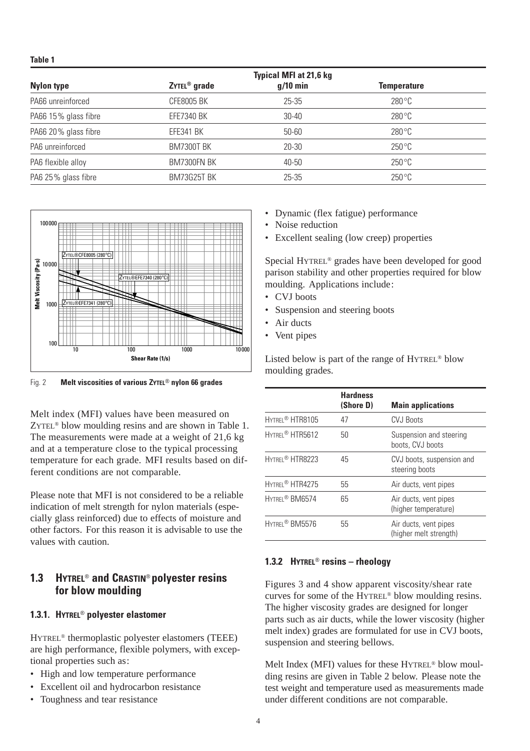**Table 1**

| Nylon type | ZYTEL® grade | Typical MFI at 21,6 kg g/10 min | Temperature |
|---|---|---|---|
| PA66 unreinforced | CFE8005 BK | 25-35 | 280 °C |
| PA66 15% glass fibre | EFE7340 BK | 30-40 | 280 °C |
| PA66 20% glass fibre | EFE341 BK | 50-60 | 280 °C |
| PA6 unreinforced | BM7300T BK | 20-30 | 250 °C |
| PA6 flexible alloy | BM7300FN BK | 40-50 | 250 °C |
| PA6 25% glass fibre | BM73G25T BK | 25-35 | 250 °C |

Fig. 2 **Melt viscosities of various ZYTEL® nylon 66 grades**

Melt index (MFI) values have been measured on ZYTEL® blow moulding resins and are shown in Table 1. The measurements were made at a weight of 21,6 kg and at a temperature close to the typical processing temperature for each grade. MFI results based on different conditions are not comparable.

Please note that MFI is not considered to be a reliable indication of melt strength for nylon materials (especially glass reinforced) due to effects of moisture and other factors. For this reason it is advisable to use the values with caution.

## 1.3 HYTREL® and CRASTIN® polyester resins for blow moulding

### 1.3.1. HYTREL® polyester elastomer

HYTREL® thermoplastic polyester elastomers (TEEE) are high performance, flexible polymers, with exceptional properties such as:

- High and low temperature performance
- Excellent oil and hydrocarbon resistance
- Toughness and tear resistance
- Dynamic (flex fatigue) performance
- Noise reduction
- Excellent sealing (low creep) properties

Special HYTREL® grades have been developed for good parison stability and other properties required for blow moulding. Applications include:

- CVJ boots
- Suspension and steering boots
- Air ducts
- Vent pipes

Listed below is part of the range of HYTREL® blow moulding grades.

| | Hardness (Shore D) | Main applications |
|---|---|---|
| HYTREL® HTR8105 | 47 | CVJ Boots |
| HYTREL® HTR5612 | 50 | Suspension and steering boots, CVJ boots |
| HYTREL® HTR8223 | 45 | CVJ boots, suspension and steering boots |
| HYTREL® HTR4275 | 55 | Air ducts, vent pipes |
| HYTREL® BM6574 | 65 | Air ducts, vent pipes (higher temperature) |
| HYTREL® BM5576 | 55 | Air ducts, vent pipes (higher melt strength) |

### 1.3.2 HYTREL® resins – rheology

Figures 3 and 4 show apparent viscosity/shear rate curves for some of the HYTREL® blow moulding resins. The higher viscosity grades are designed for longer parts such as air ducts, while the lower viscosity (higher melt index) grades are formulated for use in CVJ boots, suspension and steering bellows.

Melt Index (MFI) values for these HYTREL® blow moulding resins are given in Table 2 below. Please note the test weight and temperature used as measurements made under different conditions are not comparable.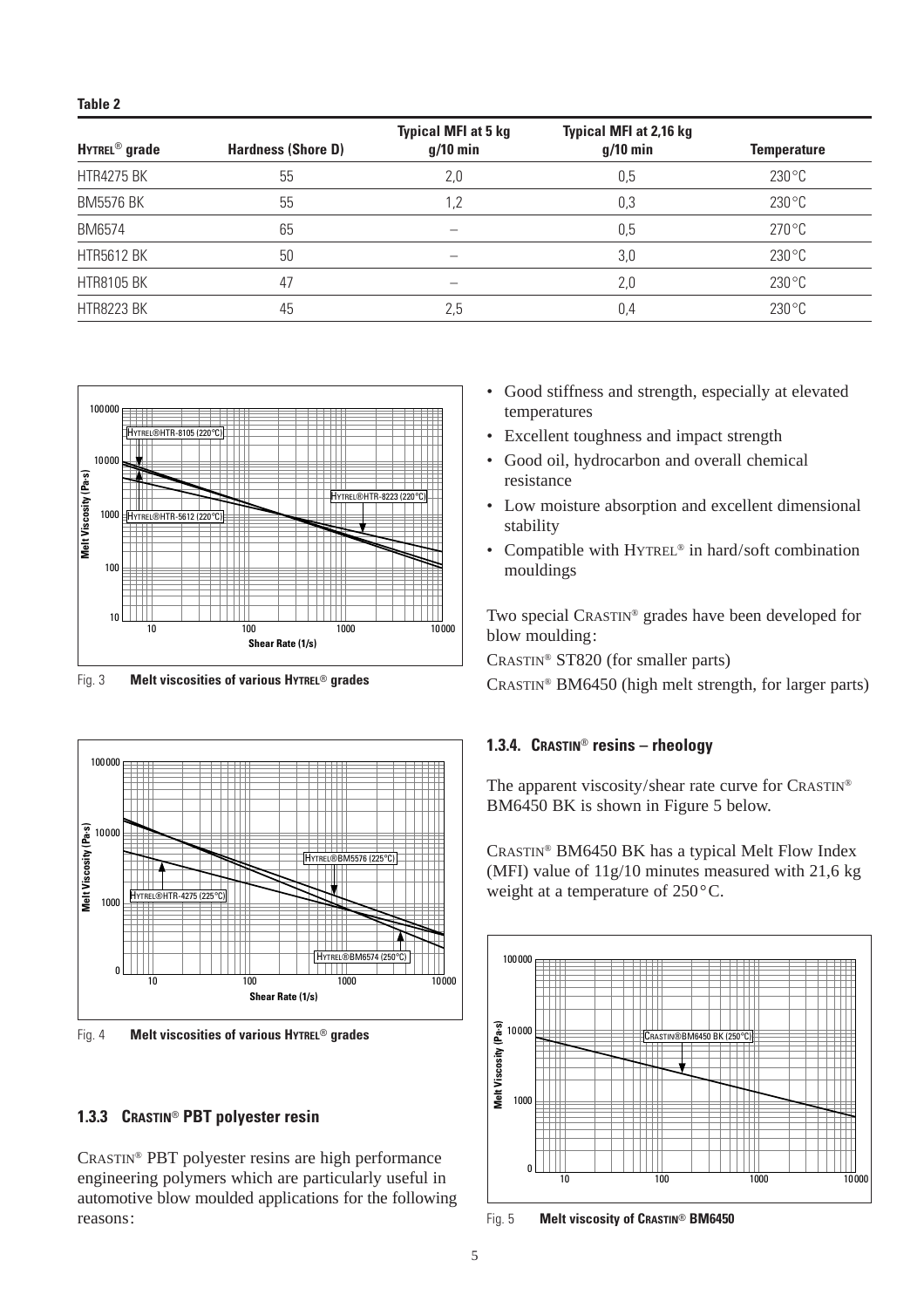**Table 2**

| HYTREL® grade | Hardness (Shore D) | Typical MFI at 5 kg g/10 min | Typical MFI at 2,16 kg g/10 min | Temperature |
|---|---|---|---|---|
| HTR4275 BK | 55 | 2,0 | 0,5 | 230°C |
| BM5576 BK | 55 | 1,2 | 0,3 | 230°C |
| BM6574 | 65 | – | 0,5 | 270°C |
| HTR5612 BK | 50 | – | 3,0 | 230°C |
| HTR8105 BK | 47 | – | 2,0 | 230°C |
| HTR8223 BK | 45 | 2,5 | 0,4 | 230°C |

Fig. 3 **Melt viscosities of various HYTREL® grades**

Fig. 4 **Melt viscosities of various HYTREL® grades**

### 1.3.3 CRASTIN® PBT polyester resin

CRASTIN® PBT polyester resins are high performance engineering polymers which are particularly useful in automotive blow moulded applications for the following reasons:

- Good stiffness and strength, especially at elevated temperatures
- Excellent toughness and impact strength
- Good oil, hydrocarbon and overall chemical resistance
- Low moisture absorption and excellent dimensional stability
- Compatible with HYTREL® in hard/soft combination mouldings

Two special CRASTIN® grades have been developed for blow moulding:

CRASTIN® ST820 (for smaller parts)

CRASTIN® BM6450 (high melt strength, for larger parts)

### 1.3.4. CRASTIN® resins – rheology

The apparent viscosity/shear rate curve for CRASTIN® BM6450 BK is shown in Figure 5 below.

CRASTIN® BM6450 BK has a typical Melt Flow Index (MFI) value of 11g/10 minutes measured with 21,6 kg weight at a temperature of 250°C.

Fig. 5 **Melt viscosity of CRASTIN® BM6450**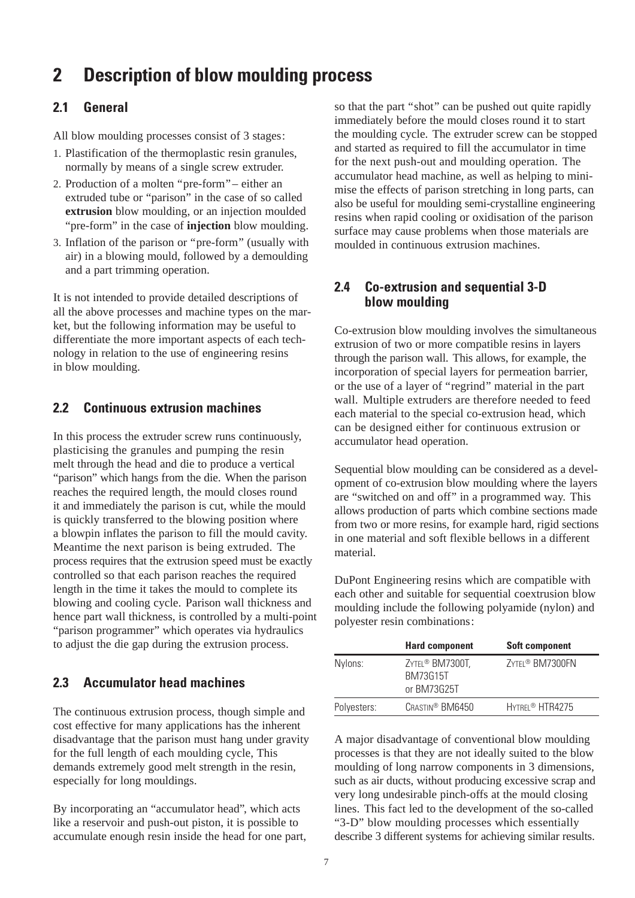# 2 Description of blow moulding process

## 2.1 General

All blow moulding processes consist of 3 stages:

1. Plastification of the thermoplastic resin granules, normally by means of a single screw extruder.
2. Production of a molten "pre-form" – either an extruded tube or "parison" in the case of so called **extrusion** blow moulding, or an injection moulded "pre-form" in the case of **injection** blow moulding.
3. Inflation of the parison or "pre-form" (usually with air) in a blowing mould, followed by a demoulding and a part trimming operation.

It is not intended to provide detailed descriptions of all the above processes and machine types on the market, but the following information may be useful to differentiate the more important aspects of each technology in relation to the use of engineering resins in blow moulding.

## 2.2 Continuous extrusion machines

In this process the extruder screw runs continuously, plasticising the granules and pumping the resin melt through the head and die to produce a vertical "parison" which hangs from the die. When the parison reaches the required length, the mould closes round it and immediately the parison is cut, while the mould is quickly transferred to the blowing position where a blowpin inflates the parison to fill the mould cavity. Meantime the next parison is being extruded. The process requires that the extrusion speed must be exactly controlled so that each parison reaches the required length in the time it takes the mould to complete its blowing and cooling cycle. Parison wall thickness and hence part wall thickness, is controlled by a multi-point "parison programmer" which operates via hydraulics to adjust the die gap during the extrusion process.

## 2.3 Accumulator head machines

The continuous extrusion process, though simple and cost effective for many applications has the inherent disadvantage that the parison must hang under gravity for the full length of each moulding cycle, This demands extremely good melt strength in the resin, especially for long mouldings.

By incorporating an "accumulator head", which acts like a reservoir and push-out piston, it is possible to accumulate enough resin inside the head for one part, so that the part "shot" can be pushed out quite rapidly immediately before the mould closes round it to start the moulding cycle. The extruder screw can be stopped and started as required to fill the accumulator in time for the next push-out and moulding operation. The accumulator head machine, as well as helping to minimise the effects of parison stretching in long parts, can also be useful for moulding semi-crystalline engineering resins when rapid cooling or oxidisation of the parison surface may cause problems when those materials are moulded in continuous extrusion machines.

## 2.4 Co-extrusion and sequential 3-D blow moulding

Co-extrusion blow moulding involves the simultaneous extrusion of two or more compatible resins in layers through the parison wall. This allows, for example, the incorporation of special layers for permeation barrier, or the use of a layer of "regrind" material in the part wall. Multiple extruders are therefore needed to feed each material to the special co-extrusion head, which can be designed either for continuous extrusion or accumulator head operation.

Sequential blow moulding can be considered as a development of co-extrusion blow moulding where the layers are "switched on and off" in a programmed way. This allows production of parts which combine sections made from two or more resins, for example hard, rigid sections in one material and soft flexible bellows in a different material.

DuPont Engineering resins which are compatible with each other and suitable for sequential coextrusion blow moulding include the following polyamide (nylon) and polyester resin combinations:

| | Hard component | Soft component |
|---|---|---|
| Nylons: | ZYTEL® BM7300T, BM73G15T or BM73G25T | ZYTEL® BM7300FN |
| Polyesters: | CRASTIN® BM6450 | HYTREL® HTR4275 |

A major disadvantage of conventional blow moulding processes is that they are not ideally suited to the blow moulding of long narrow components in 3 dimensions, such as air ducts, without producing excessive scrap and very long undesirable pinch-offs at the mould closing lines. This fact led to the development of the so-called "3-D" blow moulding processes which essentially describe 3 different systems for achieving similar results.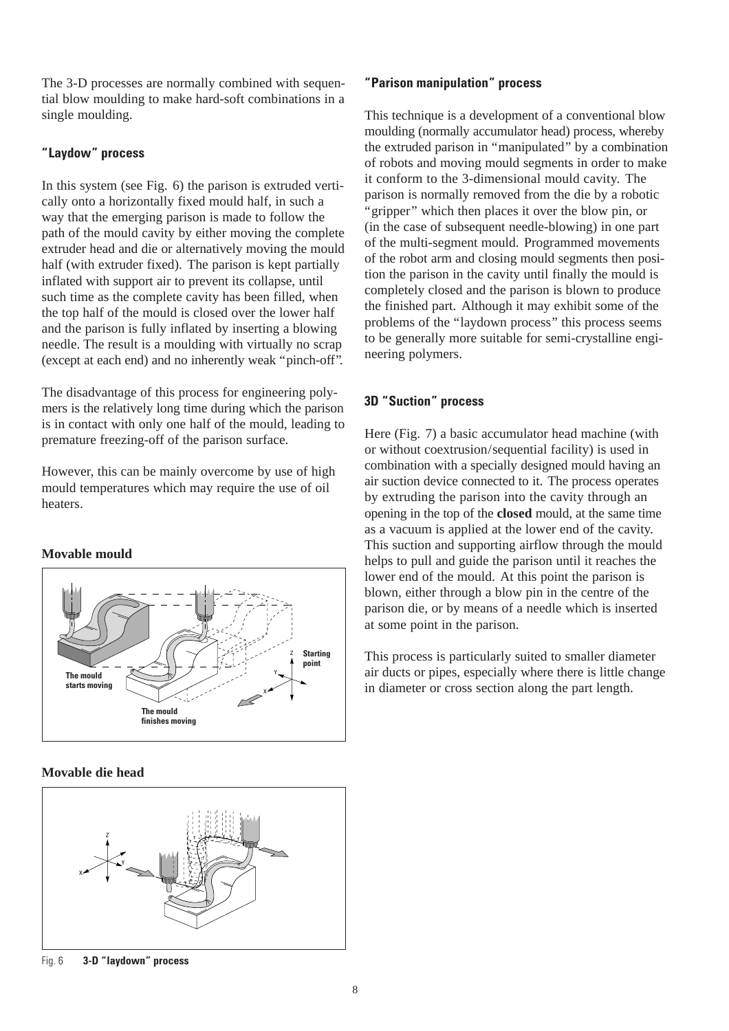The 3-D processes are normally combined with sequential blow moulding to make hard-soft combinations in a single moulding.

### "Laydow" process

In this system (see Fig. 6) the parison is extruded vertically onto a horizontally fixed mould half, in such a way that the emerging parison is made to follow the path of the mould cavity by either moving the complete extruder head and die or alternatively moving the mould half (with extruder fixed). The parison is kept partially inflated with support air to prevent its collapse, until such time as the complete cavity has been filled, when the top half of the mould is closed over the lower half and the parison is fully inflated by inserting a blowing needle. The result is a moulding with virtually no scrap (except at each end) and no inherently weak "pinch-off".

The disadvantage of this process for engineering polymers is the relatively long time during which the parison is in contact with only one half of the mould, leading to premature freezing-off of the parison surface.

However, this can be mainly overcome by use of high mould temperatures which may require the use of oil heaters.

**Movable mould**

**Movable die head**

Fig. 6 **3-D "laydown" process**

### "Parison manipulation" process

This technique is a development of a conventional blow moulding (normally accumulator head) process, whereby the extruded parison in "manipulated" by a combination of robots and moving mould segments in order to make it conform to the 3-dimensional mould cavity. The parison is normally removed from the die by a robotic "gripper" which then places it over the blow pin, or (in the case of subsequent needle-blowing) in one part of the multi-segment mould. Programmed movements of the robot arm and closing mould segments then position the parison in the cavity until finally the mould is completely closed and the parison is blown to produce the finished part. Although it may exhibit some of the problems of the "laydown process" this process seems to be generally more suitable for semi-crystalline engineering polymers.

### 3D "Suction" process

Here (Fig. 7) a basic accumulator head machine (with or without coextrusion/sequential facility) is used in combination with a specially designed mould having an air suction device connected to it. The process operates by extruding the parison into the cavity through an opening in the top of the **closed** mould, at the same time as a vacuum is applied at the lower end of the cavity. This suction and supporting airflow through the mould helps to pull and guide the parison until it reaches the lower end of the mould. At this point the parison is blown, either through a blow pin in the centre of the parison die, or by means of a needle which is inserted at some point in the parison.

This process is particularly suited to smaller diameter air ducts or pipes, especially where there is little change in diameter or cross section along the part length.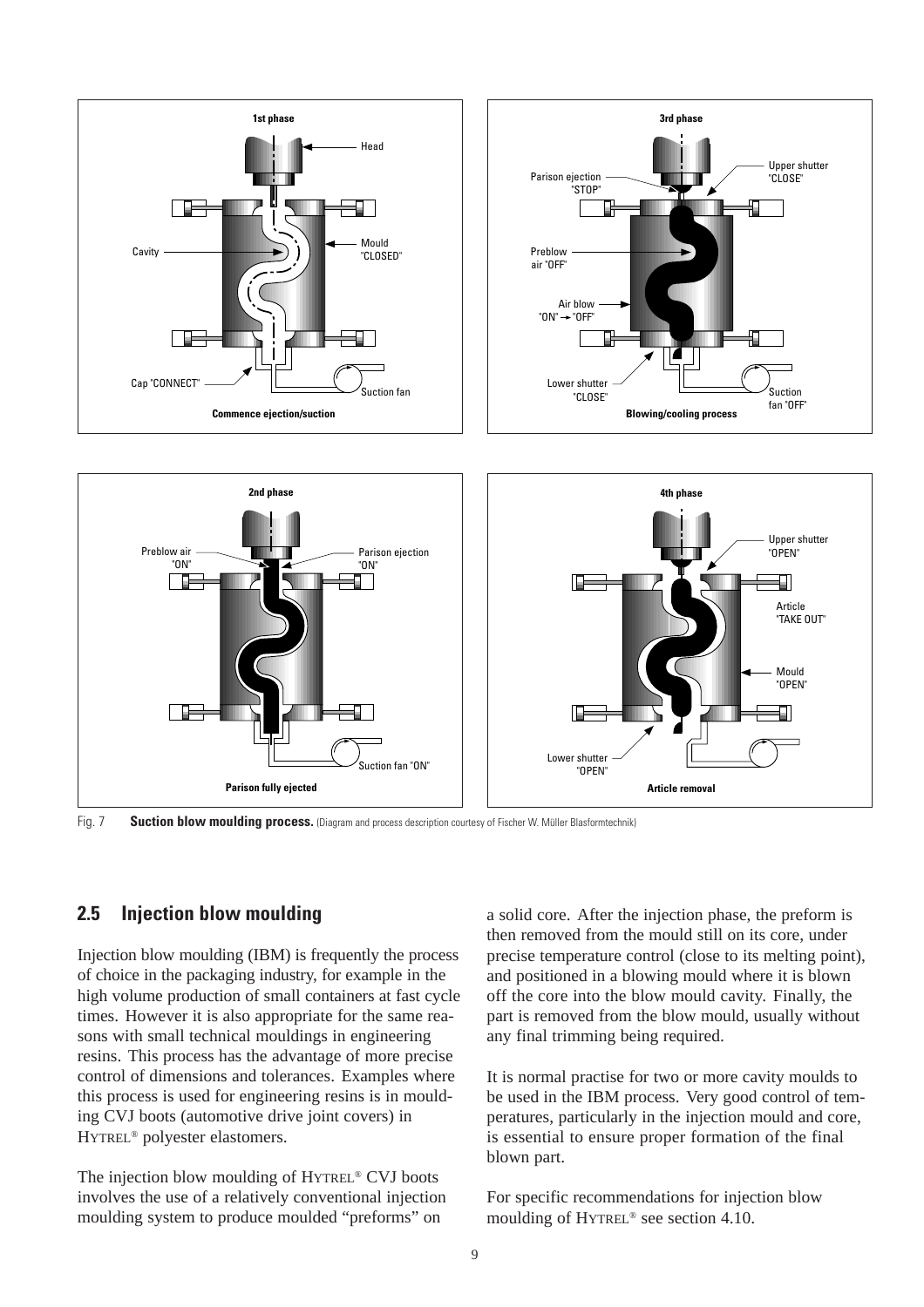Fig. 7 **Suction blow moulding process.** (Diagram and process description courtesy of Fischer W. Müller Blasformtechnik)

## 2.5 Injection blow moulding

Injection blow moulding (IBM) is frequently the process of choice in the packaging industry, for example in the high volume production of small containers at fast cycle times. However it is also appropriate for the same reasons with small technical mouldings in engineering resins. This process has the advantage of more precise control of dimensions and tolerances. Examples where this process is used for engineering resins is in moulding CVJ boots (automotive drive joint covers) in HYTREL® polyester elastomers.

The injection blow moulding of HYTREL® CVJ boots involves the use of a relatively conventional injection moulding system to produce moulded "preforms" on a solid core. After the injection phase, the preform is then removed from the mould still on its core, under precise temperature control (close to its melting point), and positioned in a blowing mould where it is blown off the core into the blow mould cavity. Finally, the part is removed from the blow mould, usually without any final trimming being required.

It is normal practise for two or more cavity moulds to be used in the IBM process. Very good control of temperatures, particularly in the injection mould and core, is essential to ensure proper formation of the final blown part.

For specific recommendations for injection blow moulding of HYTREL® see section 4.10.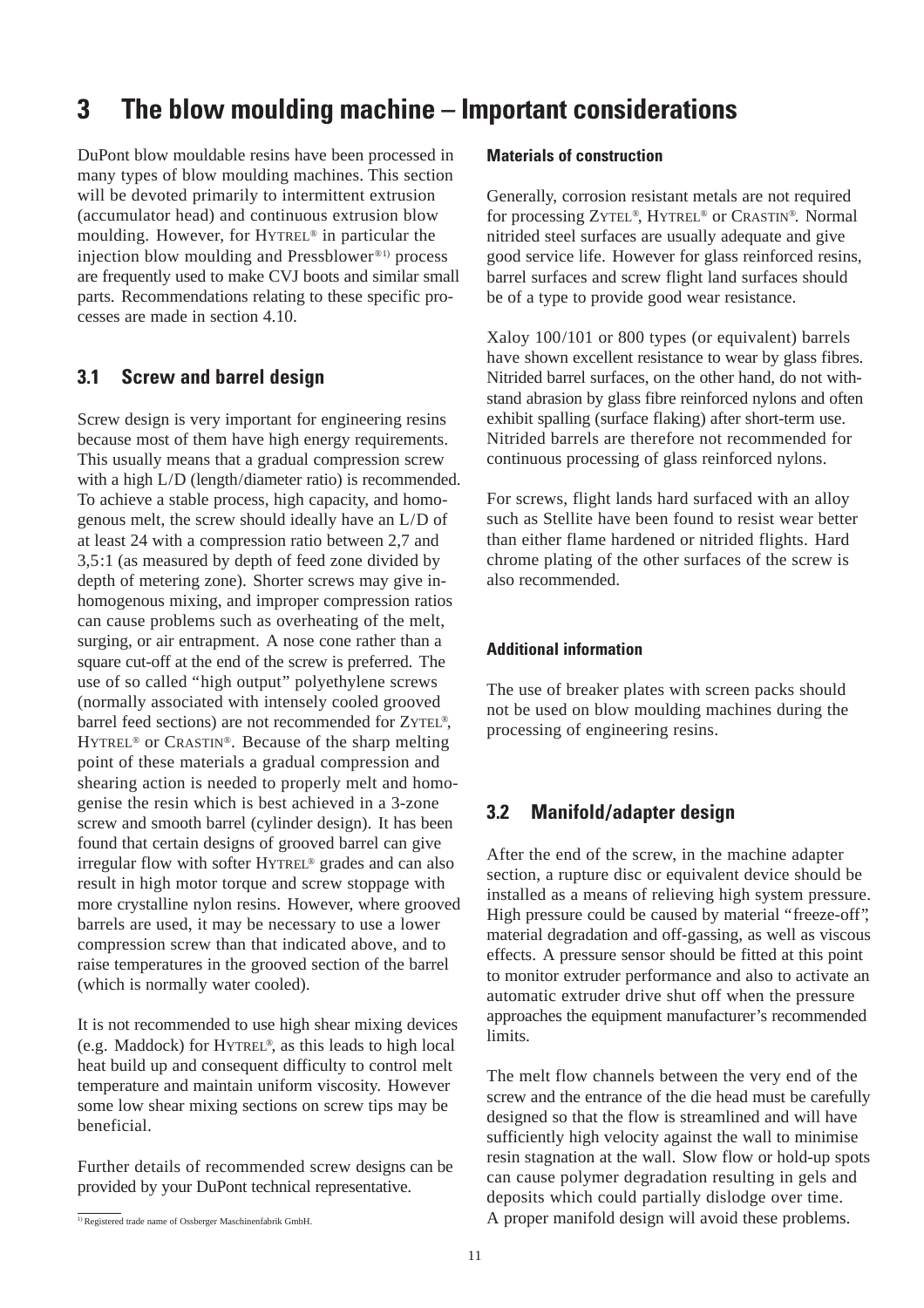# 3 The blow moulding machine – Important considerations

DuPont blow mouldable resins have been processed in many types of blow moulding machines. This section will be devoted primarily to intermittent extrusion (accumulator head) and continuous extrusion blow moulding. However, for HYTREL® in particular the injection blow moulding and Pressblower®[1] process are frequently used to make CVJ boots and similar small parts. Recommendations relating to these specific processes are made in section 4.10.

## 3.1 Screw and barrel design

Screw design is very important for engineering resins because most of them have high energy requirements. This usually means that a gradual compression screw with a high L/D (length/diameter ratio) is recommended. To achieve a stable process, high capacity, and homogenous melt, the screw should ideally have an L/D of at least 24 with a compression ratio between 2,7 and 3,5:1 (as measured by depth of feed zone divided by depth of metering zone). Shorter screws may give inhomogenous mixing, and improper compression ratios can cause problems such as overheating of the melt, surging, or air entrapment. A nose cone rather than a square cut-off at the end of the screw is preferred. The use of so called "high output" polyethylene screws (normally associated with intensely cooled grooved barrel feed sections) are not recommended for ZYTEL®, HYTREL® or CRASTIN®. Because of the sharp melting point of these materials a gradual compression and shearing action is needed to properly melt and homogenise the resin which is best achieved in a 3-zone screw and smooth barrel (cylinder design). It has been found that certain designs of grooved barrel can give irregular flow with softer HYTREL® grades and can also result in high motor torque and screw stoppage with more crystalline nylon resins. However, where grooved barrels are used, it may be necessary to use a lower compression screw than that indicated above, and to raise temperatures in the grooved section of the barrel (which is normally water cooled).

It is not recommended to use high shear mixing devices (e.g. Maddock) for HYTREL®, as this leads to high local heat build up and consequent difficulty to control melt temperature and maintain uniform viscosity. However some low shear mixing sections on screw tips may be beneficial.

Further details of recommended screw designs can be provided by your DuPont technical representative.

[1] Registered trade name of Ossberger Maschinenfabrik GmbH.

#### Materials of construction

Generally, corrosion resistant metals are not required for processing ZYTEL®, HYTREL® or CRASTIN®. Normal nitrided steel surfaces are usually adequate and give good service life. However for glass reinforced resins, barrel surfaces and screw flight land surfaces should be of a type to provide good wear resistance.

Xaloy 100/101 or 800 types (or equivalent) barrels have shown excellent resistance to wear by glass fibres. Nitrided barrel surfaces, on the other hand, do not withstand abrasion by glass fibre reinforced nylons and often exhibit spalling (surface flaking) after short-term use. Nitrided barrels are therefore not recommended for continuous processing of glass reinforced nylons.

For screws, flight lands hard surfaced with an alloy such as Stellite have been found to resist wear better than either flame hardened or nitrided flights. Hard chrome plating of the other surfaces of the screw is also recommended.

#### Additional information

The use of breaker plates with screen packs should not be used on blow moulding machines during the processing of engineering resins.

## 3.2 Manifold/adapter design

After the end of the screw, in the machine adapter section, a rupture disc or equivalent device should be installed as a means of relieving high system pressure. High pressure could be caused by material "freeze-off", material degradation and off-gassing, as well as viscous effects. A pressure sensor should be fitted at this point to monitor extruder performance and also to activate an automatic extruder drive shut off when the pressure approaches the equipment manufacturer's recommended limits.

The melt flow channels between the very end of the screw and the entrance of the die head must be carefully designed so that the flow is streamlined and will have sufficiently high velocity against the wall to minimise resin stagnation at the wall. Slow flow or hold-up spots can cause polymer degradation resulting in gels and deposits which could partially dislodge over time. A proper manifold design will avoid these problems.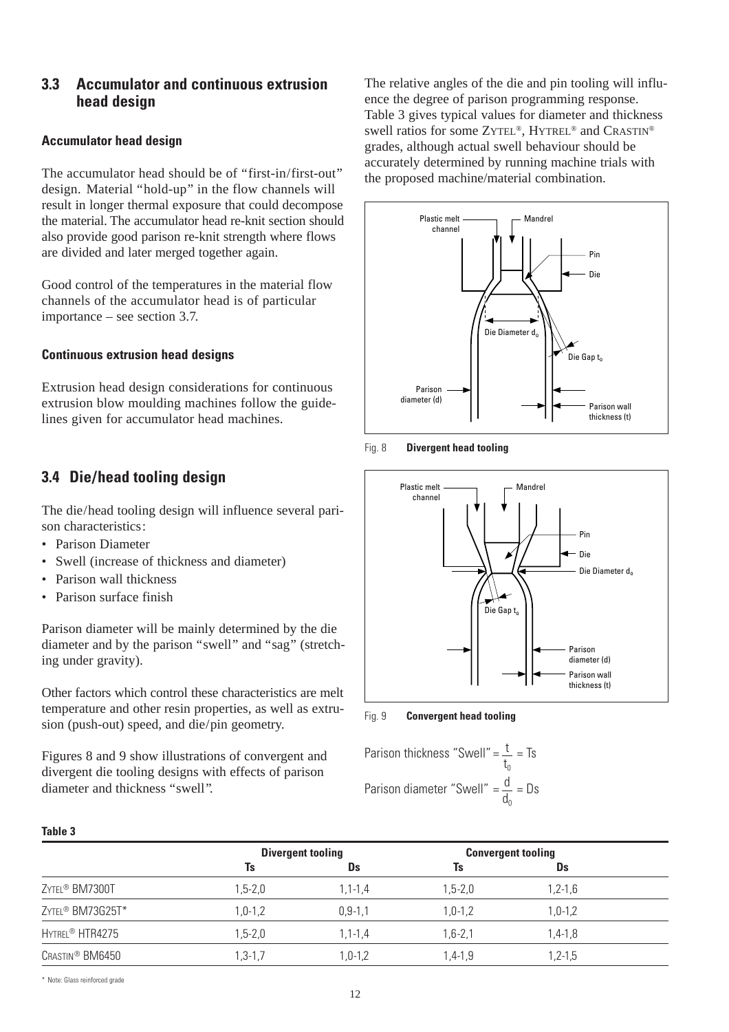## 3.3 Accumulator and continuous extrusion head design

### Accumulator head design

The accumulator head should be of "first-in/first-out" design. Material "hold-up" in the flow channels will result in longer thermal exposure that could decompose the material. The accumulator head re-knit section should also provide good parison re-knit strength where flows are divided and later merged together again.

Good control of the temperatures in the material flow channels of the accumulator head is of particular importance – see section 3.7.

### Continuous extrusion head designs

Extrusion head design considerations for continuous extrusion blow moulding machines follow the guidelines given for accumulator head machines.

## 3.4 Die/head tooling design

The die/head tooling design will influence several parison characteristics:

- Parison Diameter
- Swell (increase of thickness and diameter)
- Parison wall thickness
- Parison surface finish

Parison diameter will be mainly determined by the die diameter and by the parison "swell" and "sag" (stretching under gravity).

Other factors which control these characteristics are melt temperature and other resin properties, as well as extrusion (push-out) speed, and die/pin geometry.

Figures 8 and 9 show illustrations of convergent and divergent die tooling designs with effects of parison diameter and thickness "swell".

The relative angles of the die and pin tooling will influence the degree of parison programming response. Table 3 gives typical values for diameter and thickness swell ratios for some ZYTEL®, HYTREL® and CRASTIN® grades, although actual swell behaviour should be accurately determined by running machine trials with the proposed machine/material combination.

Fig. 8 **Divergent head tooling**

Fig. 9 **Convergent head tooling**

$$\text{Parison thickness "Swell"} = \frac{t}{t_0} = Ts$$

$$\text{Parison diameter "Swell"} = \frac{d}{d_0} = Ds$$

**Table 3**

| | Divergent tooling | | Convergent tooling | |
|---|---|---|---|---|
| | **Ts** | **Ds** | **Ts** | **Ds** |
| ZYTEL® BM7300T | 1,5-2,0 | 1,1-1,4 | 1,5-2,0 | 1,2-1,6 |
| ZYTEL® BM73G25T* | 1,0-1,2 | 0,9-1,1 | 1,0-1,2 | 1,0-1,2 |
| HYTREL® HTR4275 | 1,5-2,0 | 1,1-1,4 | 1,6-2,1 | 1,4-1,8 |
| CRASTIN® BM6450 | 1,3-1,7 | 1,0-1,2 | 1,4-1,9 | 1,2-1,5 |

* Note: Glass reinforced grade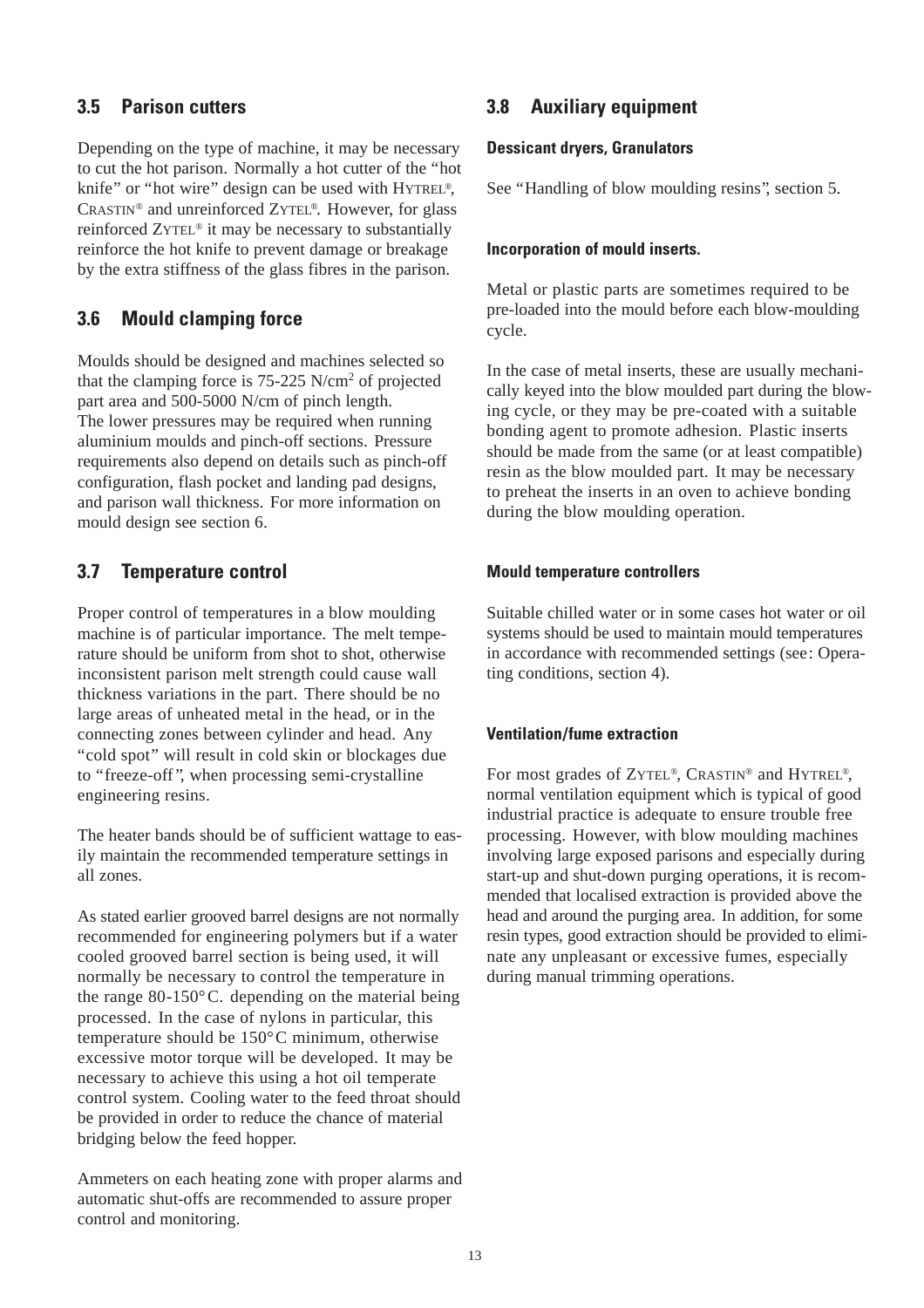## 3.5 Parison cutters

Depending on the type of machine, it may be necessary to cut the hot parison. Normally a hot cutter of the "hot knife" or "hot wire" design can be used with HYTREL®, CRASTIN® and unreinforced ZYTEL®. However, for glass reinforced ZYTEL® it may be necessary to substantially reinforce the hot knife to prevent damage or breakage by the extra stiffness of the glass fibres in the parison.

## 3.6 Mould clamping force

Moulds should be designed and machines selected so that the clamping force is 75-225 N/cm$^2$ of projected part area and 500-5000 N/cm of pinch length. The lower pressures may be required when running aluminium moulds and pinch-off sections. Pressure requirements also depend on details such as pinch-off configuration, flash pocket and landing pad designs, and parison wall thickness. For more information on mould design see section 6.

## 3.7 Temperature control

Proper control of temperatures in a blow moulding machine is of particular importance. The melt temperature should be uniform from shot to shot, otherwise inconsistent parison melt strength could cause wall thickness variations in the part. There should be no large areas of unheated metal in the head, or in the connecting zones between cylinder and head. Any "cold spot" will result in cold skin or blockages due to "freeze-off", when processing semi-crystalline engineering resins.

The heater bands should be of sufficient wattage to easily maintain the recommended temperature settings in all zones.

As stated earlier grooved barrel designs are not normally recommended for engineering polymers but if a water cooled grooved barrel section is being used, it will normally be necessary to control the temperature in the range 80-150°C. depending on the material being processed. In the case of nylons in particular, this temperature should be 150°C minimum, otherwise excessive motor torque will be developed. It may be necessary to achieve this using a hot oil temperate control system. Cooling water to the feed throat should be provided in order to reduce the chance of material bridging below the feed hopper.

Ammeters on each heating zone with proper alarms and automatic shut-offs are recommended to assure proper control and monitoring.

## 3.8 Auxiliary equipment

#### Dessicant dryers, Granulators

See "Handling of blow moulding resins", section 5.

#### Incorporation of mould inserts.

Metal or plastic parts are sometimes required to be pre-loaded into the mould before each blow-moulding cycle.

In the case of metal inserts, these are usually mechanically keyed into the blow moulded part during the blowing cycle, or they may be pre-coated with a suitable bonding agent to promote adhesion. Plastic inserts should be made from the same (or at least compatible) resin as the blow moulded part. It may be necessary to preheat the inserts in an oven to achieve bonding during the blow moulding operation.

#### Mould temperature controllers

Suitable chilled water or in some cases hot water or oil systems should be used to maintain mould temperatures in accordance with recommended settings (see: Operating conditions, section 4).

#### Ventilation/fume extraction

For most grades of ZYTEL®, CRASTIN® and HYTREL®, normal ventilation equipment which is typical of good industrial practice is adequate to ensure trouble free processing. However, with blow moulding machines involving large exposed parisons and especially during start-up and shut-down purging operations, it is recommended that localised extraction is provided above the head and around the purging area. In addition, for some resin types, good extraction should be provided to eliminate any unpleasant or excessive fumes, especially during manual trimming operations.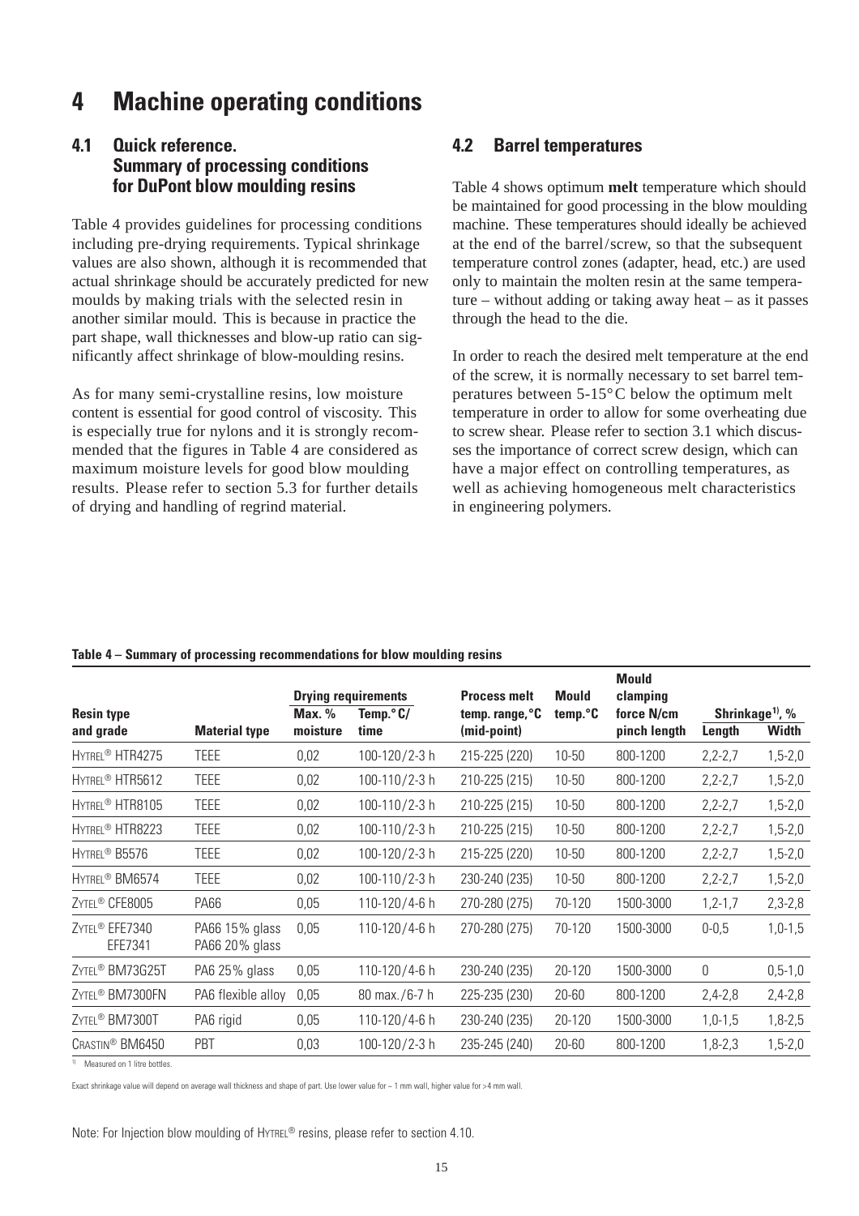# 4 Machine operating conditions

## 4.1 Quick reference. Summary of processing conditions for DuPont blow moulding resins

Table 4 provides guidelines for processing conditions including pre-drying requirements. Typical shrinkage values are also shown, although it is recommended that actual shrinkage should be accurately predicted for new moulds by making trials with the selected resin in another similar mould. This is because in practice the part shape, wall thicknesses and blow-up ratio can significantly affect shrinkage of blow-moulding resins.

As for many semi-crystalline resins, low moisture content is essential for good control of viscosity. This is especially true for nylons and it is strongly recommended that the figures in Table 4 are considered as maximum moisture levels for good blow moulding results. Please refer to section 5.3 for further details of drying and handling of regrind material.

## 4.2 Barrel temperatures

Table 4 shows optimum **melt** temperature which should be maintained for good processing in the blow moulding machine. These temperatures should ideally be achieved at the end of the barrel/screw, so that the subsequent temperature control zones (adapter, head, etc.) are used only to maintain the molten resin at the same temperature – without adding or taking away heat – as it passes through the head to the die.

In order to reach the desired melt temperature at the end of the screw, it is normally necessary to set barrel temperatures between 5-15°C below the optimum melt temperature in order to allow for some overheating due to screw shear. Please refer to section 3.1 which discusses the importance of correct screw design, which can have a major effect on controlling temperatures, as well as achieving homogeneous melt characteristics in engineering polymers.

**Table 4 – Summary of processing recommendations for blow moulding resins**

| Resin type and grade | Material type | Drying requirements Max. % moisture | Drying requirements Temp.°C/ time | Process melt temp. range,°C (mid-point) | Mould temp.°C | Mould clamping force N/cm pinch length | Shrinkage[1], % Length | Shrinkage[1], % Width |
|---|---|---|---|---|---|---|---|---|
| HYTREL® HTR4275 | TEEE | 0,02 | 100-120/2-3 h | 215-225 (220) | 10-50 | 800-1200 | 2,2-2,7 | 1,5-2,0 |
| HYTREL® HTR5612 | TEEE | 0,02 | 100-110/2-3 h | 210-225 (215) | 10-50 | 800-1200 | 2,2-2,7 | 1,5-2,0 |
| HYTREL® HTR8105 | TEEE | 0,02 | 100-110/2-3 h | 210-225 (215) | 10-50 | 800-1200 | 2,2-2,7 | 1,5-2,0 |
| HYTREL® HTR8223 | TEEE | 0,02 | 100-110/2-3 h | 210-225 (215) | 10-50 | 800-1200 | 2,2-2,7 | 1,5-2,0 |
| HYTREL® B5576 | TEEE | 0,02 | 100-120/2-3 h | 215-225 (220) | 10-50 | 800-1200 | 2,2-2,7 | 1,5-2,0 |
| HYTREL® BM6574 | TEEE | 0,02 | 100-110/2-3 h | 230-240 (235) | 10-50 | 800-1200 | 2,2-2,7 | 1,5-2,0 |
| ZYTEL® CFE8005 | PA66 | 0,05 | 110-120/4-6 h | 270-280 (275) | 70-120 | 1500-3000 | 1,2-1,7 | 2,3-2,8 |
| ZYTEL® EFE7340 EFE7341 | PA66 15% glass PA66 20% glass | 0,05 | 110-120/4-6 h | 270-280 (275) | 70-120 | 1500-3000 | 0-0,5 | 1,0-1,5 |
| ZYTEL® BM73G25T | PA6 25% glass | 0,05 | 110-120/4-6 h | 230-240 (235) | 20-120 | 1500-3000 | 0 | 0,5-1,0 |
| ZYTEL® BM7300FN | PA6 flexible alloy | 0,05 | 80 max./6-7 h | 225-235 (230) | 20-60 | 800-1200 | 2,4-2,8 | 2,4-2,8 |
| ZYTEL® BM7300T | PA6 rigid | 0,05 | 110-120/4-6 h | 230-240 (235) | 20-120 | 1500-3000 | 1,0-1,5 | 1,8-2,5 |
| CRASTIN® BM6450 | PBT | 0,03 | 100-120/2-3 h | 235-245 (240) | 20-60 | 800-1200 | 1,8-2,3 | 1,5-2,0 |

[1] Measured on 1 litre bottles.

Exact shrinkage value will depend on average wall thickness and shape of part. Use lower value for ~ 1 mm wall, higher value for >4 mm wall.

Note: For Injection blow moulding of HYTREL® resins, please refer to section 4.10.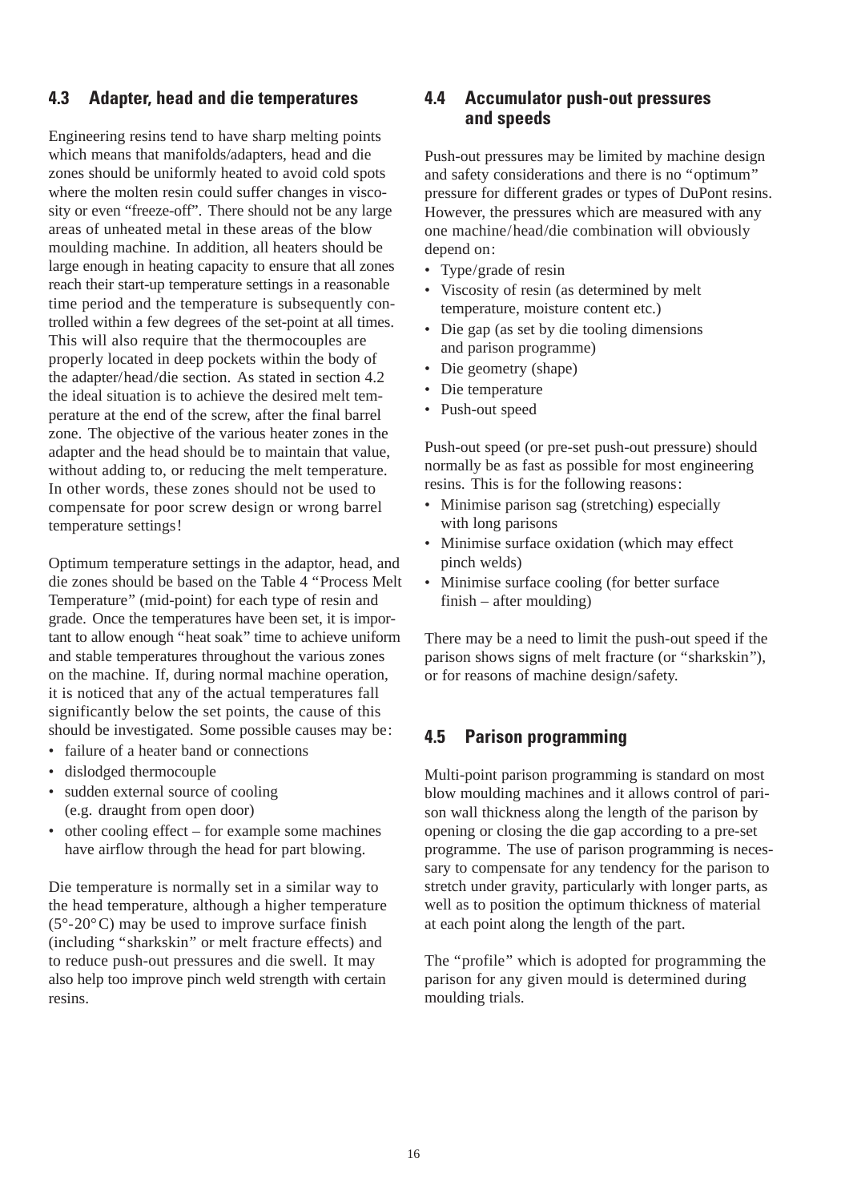## 4.3 Adapter, head and die temperatures

Engineering resins tend to have sharp melting points which means that manifolds/adapters, head and die zones should be uniformly heated to avoid cold spots where the molten resin could suffer changes in viscosity or even "freeze-off". There should not be any large areas of unheated metal in these areas of the blow moulding machine. In addition, all heaters should be large enough in heating capacity to ensure that all zones reach their start-up temperature settings in a reasonable time period and the temperature is subsequently controlled within a few degrees of the set-point at all times. This will also require that the thermocouples are properly located in deep pockets within the body of the adapter/head/die section. As stated in section 4.2 the ideal situation is to achieve the desired melt temperature at the end of the screw, after the final barrel zone. The objective of the various heater zones in the adapter and the head should be to maintain that value, without adding to, or reducing the melt temperature. In other words, these zones should not be used to compensate for poor screw design or wrong barrel temperature settings!

Optimum temperature settings in the adaptor, head, and die zones should be based on the Table 4 "Process Melt Temperature" (mid-point) for each type of resin and grade. Once the temperatures have been set, it is important to allow enough "heat soak" time to achieve uniform and stable temperatures throughout the various zones on the machine. If, during normal machine operation, it is noticed that any of the actual temperatures fall significantly below the set points, the cause of this should be investigated. Some possible causes may be:

- failure of a heater band or connections
- dislodged thermocouple
- sudden external source of cooling (e.g. draught from open door)
- other cooling effect – for example some machines have airflow through the head for part blowing.

Die temperature is normally set in a similar way to the head temperature, although a higher temperature (5°-20°C) may be used to improve surface finish (including "sharkskin" or melt fracture effects) and to reduce push-out pressures and die swell. It may also help too improve pinch weld strength with certain resins.

## 4.4 Accumulator push-out pressures and speeds

Push-out pressures may be limited by machine design and safety considerations and there is no "optimum" pressure for different grades or types of DuPont resins. However, the pressures which are measured with any one machine/head/die combination will obviously depend on:

- Type/grade of resin
- Viscosity of resin (as determined by melt temperature, moisture content etc.)
- Die gap (as set by die tooling dimensions and parison programme)
- Die geometry (shape)
- Die temperature
- Push-out speed

Push-out speed (or pre-set push-out pressure) should normally be as fast as possible for most engineering resins. This is for the following reasons:

- Minimise parison sag (stretching) especially with long parisons
- Minimise surface oxidation (which may effect pinch welds)
- Minimise surface cooling (for better surface finish – after moulding)

There may be a need to limit the push-out speed if the parison shows signs of melt fracture (or "sharkskin"), or for reasons of machine design/safety.

## 4.5 Parison programming

Multi-point parison programming is standard on most blow moulding machines and it allows control of parison wall thickness along the length of the parison by opening or closing the die gap according to a pre-set programme. The use of parison programming is necessary to compensate for any tendency for the parison to stretch under gravity, particularly with longer parts, as well as to position the optimum thickness of material at each point along the length of the part.

The "profile" which is adopted for programming the parison for any given mould is determined during moulding trials.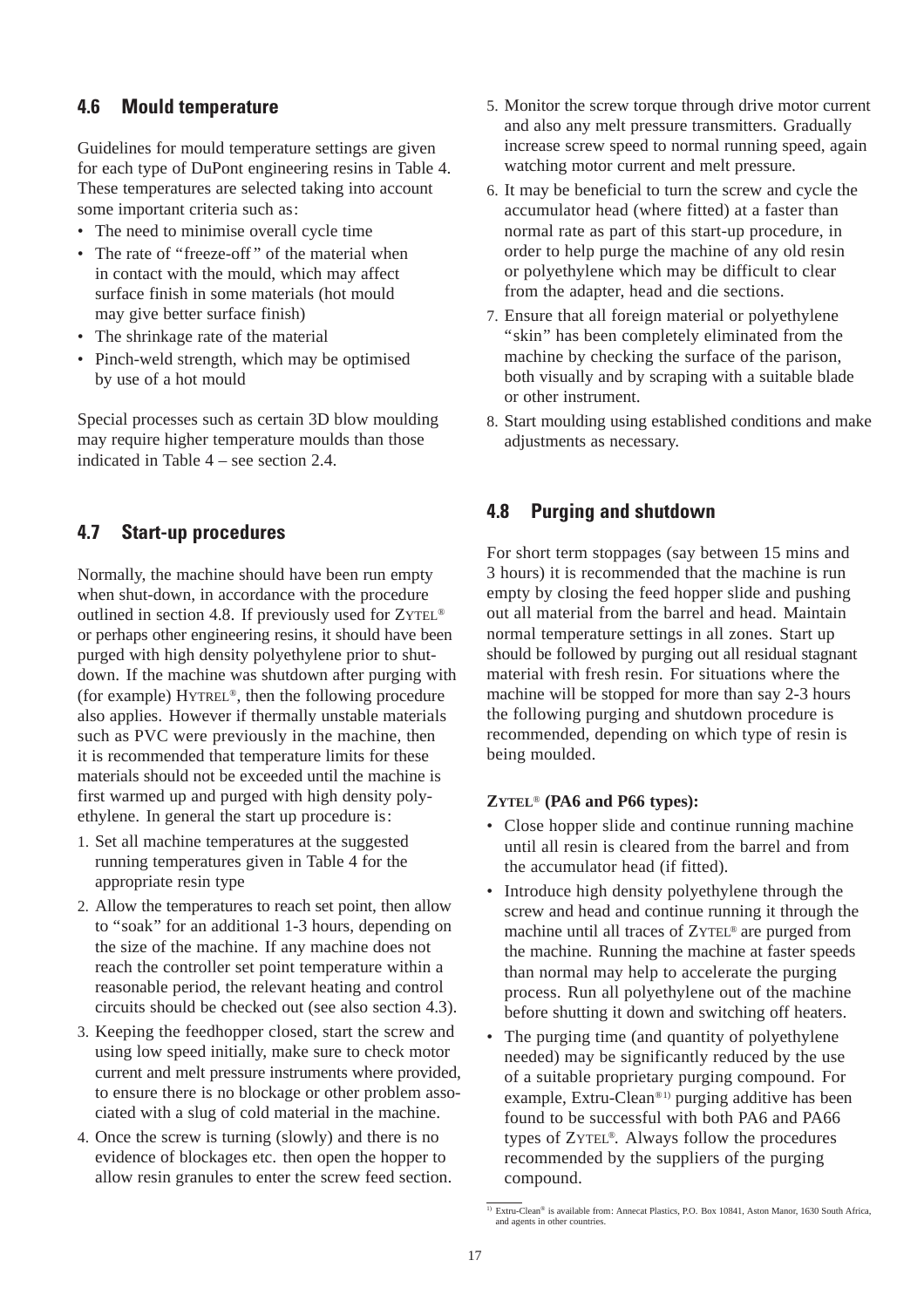## 4.6 Mould temperature

Guidelines for mould temperature settings are given for each type of DuPont engineering resins in Table 4. These temperatures are selected taking into account some important criteria such as:

- The need to minimise overall cycle time
- The rate of "freeze-off" of the material when in contact with the mould, which may affect surface finish in some materials (hot mould may give better surface finish)
- The shrinkage rate of the material
- Pinch-weld strength, which may be optimised by use of a hot mould

Special processes such as certain 3D blow moulding may require higher temperature moulds than those indicated in Table 4 – see section 2.4.

## 4.7 Start-up procedures

Normally, the machine should have been run empty when shut-down, in accordance with the procedure outlined in section 4.8. If previously used for ZYTEL® or perhaps other engineering resins, it should have been purged with high density polyethylene prior to shut-down. If the machine was shutdown after purging with (for example) HYTREL®, then the following procedure also applies. However if thermally unstable materials such as PVC were previously in the machine, then it is recommended that temperature limits for these materials should not be exceeded until the machine is first warmed up and purged with high density polyethylene. In general the start up procedure is:

1. Set all machine temperatures at the suggested running temperatures given in Table 4 for the appropriate resin type
2. Allow the temperatures to reach set point, then allow to "soak" for an additional 1-3 hours, depending on the size of the machine. If any machine does not reach the controller set point temperature within a reasonable period, the relevant heating and control circuits should be checked out (see also section 4.3).
3. Keeping the feedhopper closed, start the screw and using low speed initially, make sure to check motor current and melt pressure instruments where provided, to ensure there is no blockage or other problem associated with a slug of cold material in the machine.
4. Once the screw is turning (slowly) and there is no evidence of blockages etc. then open the hopper to allow resin granules to enter the screw feed section.
5. Monitor the screw torque through drive motor current and also any melt pressure transmitters. Gradually increase screw speed to normal running speed, again watching motor current and melt pressure.
6. It may be beneficial to turn the screw and cycle the accumulator head (where fitted) at a faster than normal rate as part of this start-up procedure, in order to help purge the machine of any old resin or polyethylene which may be difficult to clear from the adapter, head and die sections.
7. Ensure that all foreign material or polyethylene "skin" has been completely eliminated from the machine by checking the surface of the parison, both visually and by scraping with a suitable blade or other instrument.
8. Start moulding using established conditions and make adjustments as necessary.

## 4.8 Purging and shutdown

For short term stoppages (say between 15 mins and 3 hours) it is recommended that the machine is run empty by closing the feed hopper slide and pushing out all material from the barrel and head. Maintain normal temperature settings in all zones. Start up should be followed by purging out all residual stagnant material with fresh resin. For situations where the machine will be stopped for more than say 2-3 hours the following purging and shutdown procedure is recommended, depending on which type of resin is being moulded.

**ZYTEL® (PA6 and P66 types):**

- Close hopper slide and continue running machine until all resin is cleared from the barrel and from the accumulator head (if fitted).
- Introduce high density polyethylene through the screw and head and continue running it through the machine until all traces of ZYTEL® are purged from the machine. Running the machine at faster speeds than normal may help to accelerate the purging process. Run all polyethylene out of the machine before shutting it down and switching off heaters.
- The purging time (and quantity of polyethylene needed) may be significantly reduced by the use of a suitable proprietary purging compound. For example, Extru-Clean®[1] purging additive has been found to be successful with both PA6 and PA66 types of ZYTEL®. Always follow the procedures recommended by the suppliers of the purging compound.

[1] Extru-Clean® is available from: Annecat Plastics, P.O. Box 10841, Aston Manor, 1630 South Africa, and agents in other countries.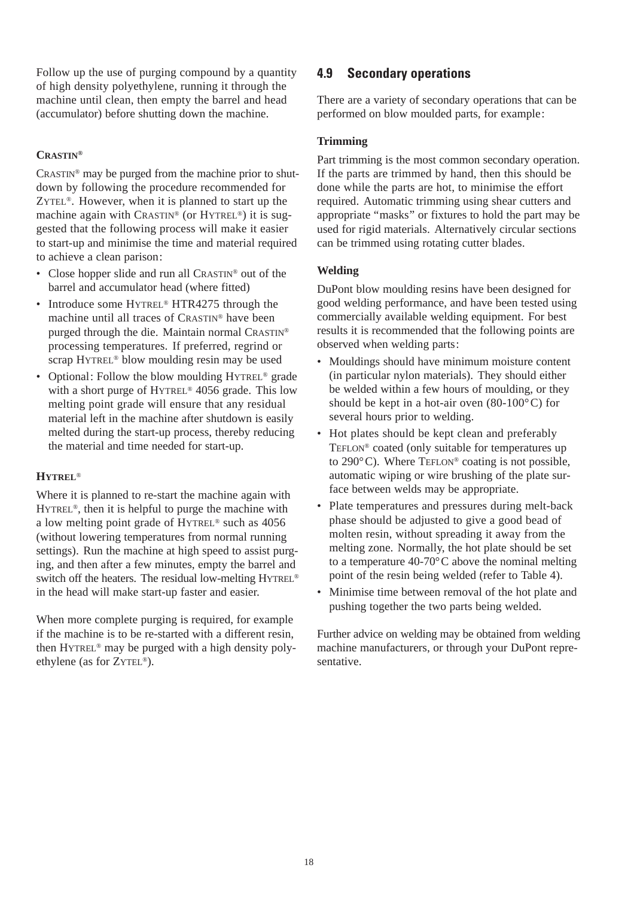Follow up the use of purging compound by a quantity of high density polyethylene, running it through the machine until clean, then empty the barrel and head (accumulator) before shutting down the machine.

**CRASTIN®**

CRASTIN® may be purged from the machine prior to shutdown by following the procedure recommended for ZYTEL®. However, when it is planned to start up the machine again with CRASTIN® (or HYTREL®) it is suggested that the following process will make it easier to start-up and minimise the time and material required to achieve a clean parison:

- Close hopper slide and run all CRASTIN® out of the barrel and accumulator head (where fitted)
- Introduce some HYTREL® HTR4275 through the machine until all traces of CRASTIN® have been purged through the die. Maintain normal CRASTIN® processing temperatures. If preferred, regrind or scrap HYTREL® blow moulding resin may be used
- Optional: Follow the blow moulding HYTREL® grade with a short purge of HYTREL® 4056 grade. This low melting point grade will ensure that any residual material left in the machine after shutdown is easily melted during the start-up process, thereby reducing the material and time needed for start-up.

**HYTREL®**

Where it is planned to re-start the machine again with HYTREL®, then it is helpful to purge the machine with a low melting point grade of HYTREL® such as 4056 (without lowering temperatures from normal running settings). Run the machine at high speed to assist purging, and then after a few minutes, empty the barrel and switch off the heaters. The residual low-melting HYTREL® in the head will make start-up faster and easier.

When more complete purging is required, for example if the machine is to be re-started with a different resin, then HYTREL® may be purged with a high density polyethylene (as for ZYTEL®).

## 4.9 Secondary operations

There are a variety of secondary operations that can be performed on blow moulded parts, for example:

**Trimming**

Part trimming is the most common secondary operation. If the parts are trimmed by hand, then this should be done while the parts are hot, to minimise the effort required. Automatic trimming using shear cutters and appropriate "masks" or fixtures to hold the part may be used for rigid materials. Alternatively circular sections can be trimmed using rotating cutter blades.

**Welding**

DuPont blow moulding resins have been designed for good welding performance, and have been tested using commercially available welding equipment. For best results it is recommended that the following points are observed when welding parts:

- Mouldings should have minimum moisture content (in particular nylon materials). They should either be welded within a few hours of moulding, or they should be kept in a hot-air oven (80-100°C) for several hours prior to welding.
- Hot plates should be kept clean and preferably TEFLON® coated (only suitable for temperatures up to 290°C). Where TEFLON® coating is not possible, automatic wiping or wire brushing of the plate surface between welds may be appropriate.
- Plate temperatures and pressures during melt-back phase should be adjusted to give a good bead of molten resin, without spreading it away from the melting zone. Normally, the hot plate should be set to a temperature 40-70°C above the nominal melting point of the resin being welded (refer to Table 4).
- Minimise time between removal of the hot plate and pushing together the two parts being welded.

Further advice on welding may be obtained from welding machine manufacturers, or through your DuPont representative.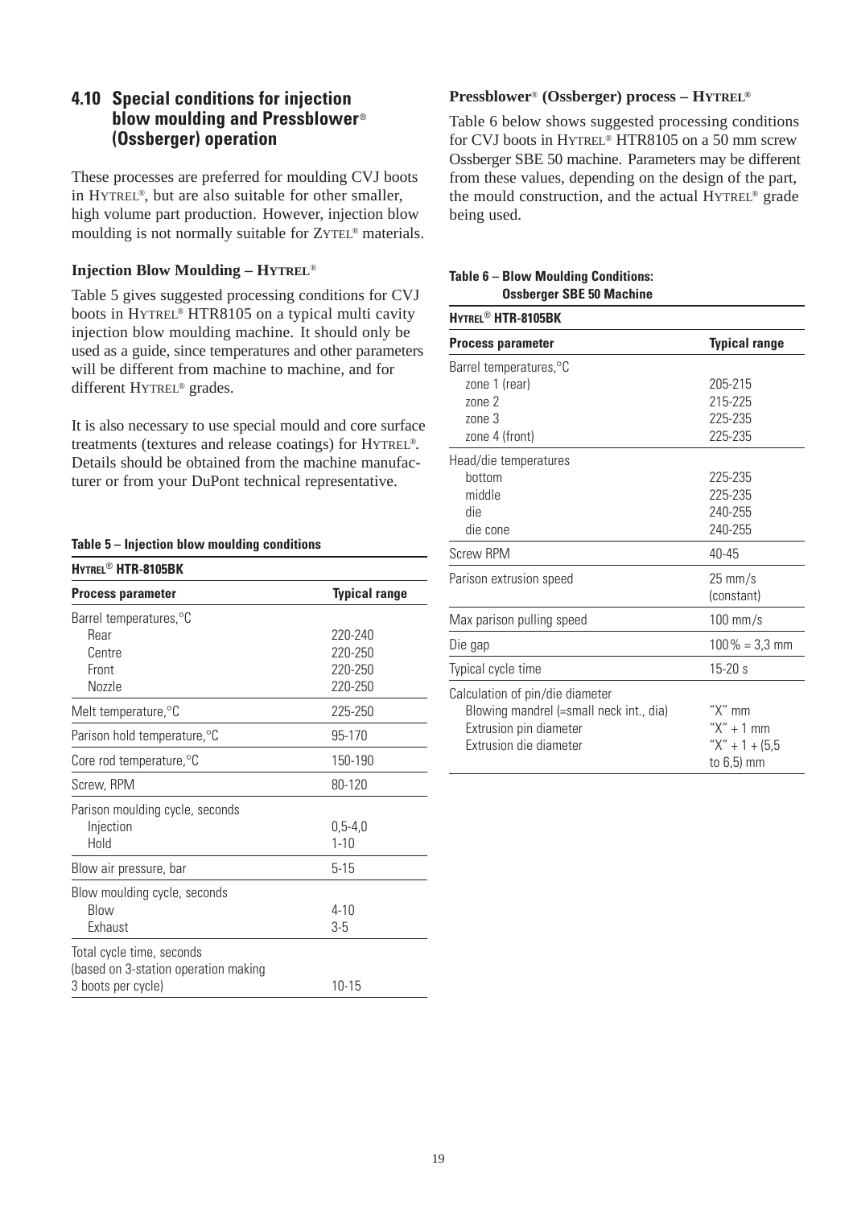## 4.10 Special conditions for injection blow moulding and Pressblower® (Ossberger) operation

These processes are preferred for moulding CVJ boots in HYTREL®, but are also suitable for other smaller, high volume part production. However, injection blow moulding is not normally suitable for ZYTEL® materials.

### Injection Blow Moulding – HYTREL®

Table 5 gives suggested processing conditions for CVJ boots in HYTREL® HTR8105 on a typical multi cavity injection blow moulding machine. It should only be used as a guide, since temperatures and other parameters will be different from machine to machine, and for different HYTREL® grades.

It is also necessary to use special mould and core surface treatments (textures and release coatings) for HYTREL®. Details should be obtained from the machine manufacturer or from your DuPont technical representative.

**Table 5 – Injection blow moulding conditions**

| HYTREL® HTR-8105BK | |
|---|---|
| **Process parameter** | **Typical range** |
| Barrel temperatures,°C | |
| Rear | 220-240 |
| Centre | 220-250 |
| Front | 220-250 |
| Nozzle | 220-250 |
| Melt temperature,°C | 225-250 |
| Parison hold temperature,°C | 95-170 |
| Core rod temperature,°C | 150-190 |
| Screw, RPM | 80-120 |
| Parison moulding cycle, seconds | |
| Injection | 0,5-4,0 |
| Hold | 1-10 |
| Blow air pressure, bar | 5-15 |
| Blow moulding cycle, seconds | |
| Blow | 4-10 |
| Exhaust | 3-5 |
| Total cycle time, seconds (based on 3-station operation making 3 boots per cycle) | 10-15 |

### Pressblower® (Ossberger) process – HYTREL®

Table 6 below shows suggested processing conditions for CVJ boots in HYTREL® HTR8105 on a 50 mm screw Ossberger SBE 50 machine. Parameters may be different from these values, depending on the design of the part, the mould construction, and the actual HYTREL® grade being used.

**Table 6 – Blow Moulding Conditions: Ossberger SBE 50 Machine**

| HYTREL® HTR-8105BK | |
|---|---|
| **Process parameter** | **Typical range** |
| Barrel temperatures,°C | |
| zone 1 (rear) | 205-215 |
| zone 2 | 215-225 |
| zone 3 | 225-235 |
| zone 4 (front) | 225-235 |
| Head/die temperatures | |
| bottom | 225-235 |
| middle | 225-235 |
| die | 240-255 |
| die cone | 240-255 |
| Screw RPM | 40-45 |
| Parison extrusion speed | 25 mm/s (constant) |
| Max parison pulling speed | 100 mm/s |
| Die gap | 100% = 3,3 mm |
| Typical cycle time | 15-20 s |
| Calculation of pin/die diameter | |
| Blowing mandrel (=small neck int., dia) | "X" mm |
| Extrusion pin diameter | "X" + 1 mm |
| Extrusion die diameter | "X" + 1 + (5,5 to 6,5) mm |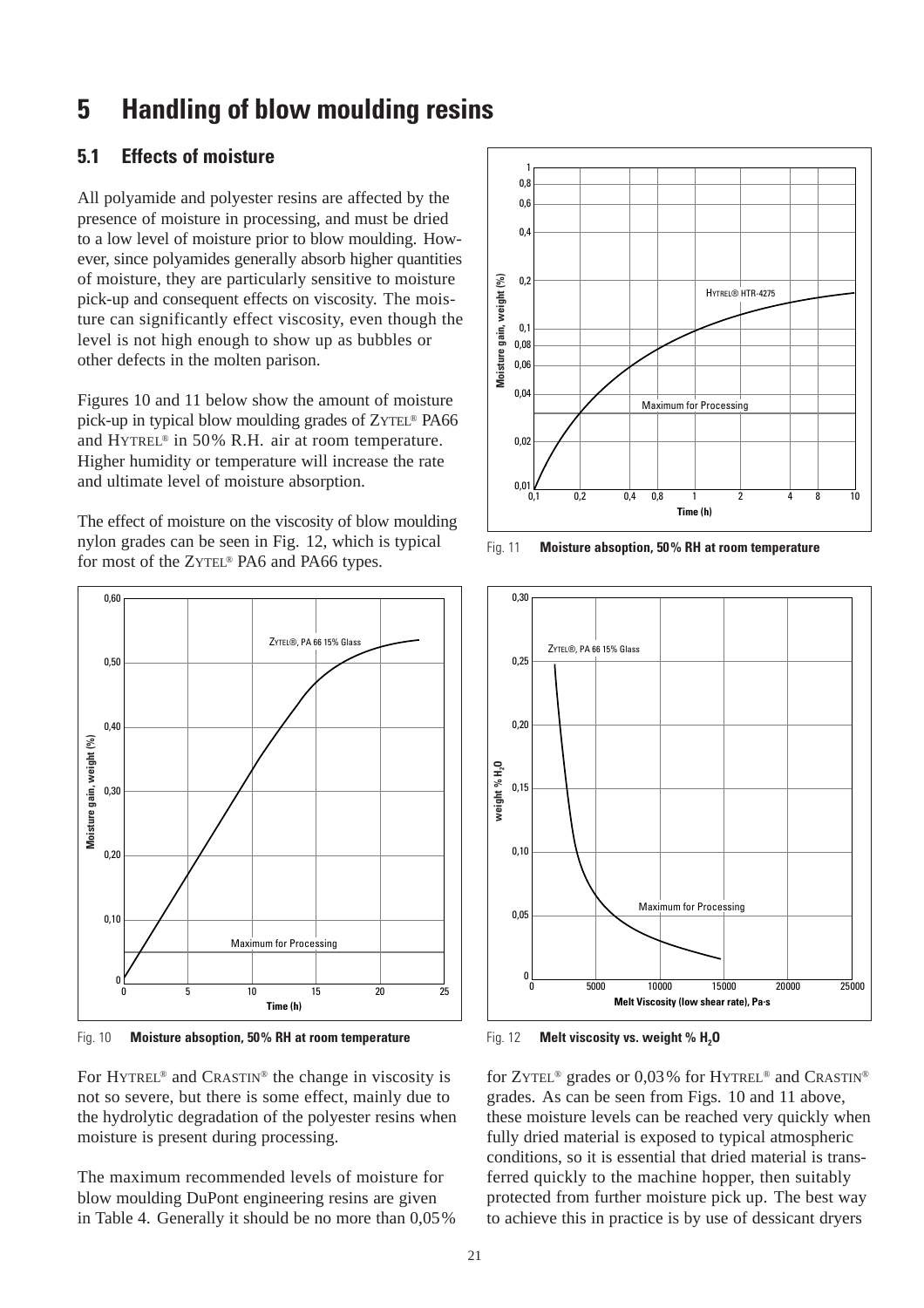# 5 Handling of blow moulding resins

## 5.1 Effects of moisture

All polyamide and polyester resins are affected by the presence of moisture in processing, and must be dried to a low level of moisture prior to blow moulding. However, since polyamides generally absorb higher quantities of moisture, they are particularly sensitive to moisture pick-up and consequent effects on viscosity. The moisture can significantly effect viscosity, even though the level is not high enough to show up as bubbles or other defects in the molten parison.

Figures 10 and 11 below show the amount of moisture pick-up in typical blow moulding grades of ZYTEL® PA66 and HYTREL® in 50% R.H. air at room temperature. Higher humidity or temperature will increase the rate and ultimate level of moisture absorption.

The effect of moisture on the viscosity of blow moulding nylon grades can be seen in Fig. 12, which is typical for most of the ZYTEL® PA6 and PA66 types.

Fig. 10 **Moisture absoption, 50% RH at room temperature**

Fig. 11 **Moisture absoption, 50% RH at room temperature**

Fig. 12 **Melt viscosity vs. weight % $H_2O$**

For HYTREL® and CRASTIN® the change in viscosity is not so severe, but there is some effect, mainly due to the hydrolytic degradation of the polyester resins when moisture is present during processing.

The maximum recommended levels of moisture for blow moulding DuPont engineering resins are given in Table 4. Generally it should be no more than 0,05% for ZYTEL® grades or 0,03% for HYTREL® and CRASTIN® grades. As can be seen from Figs. 10 and 11 above, these moisture levels can be reached very quickly when fully dried material is exposed to typical atmospheric conditions, so it is essential that dried material is transferred quickly to the machine hopper, then suitably protected from further moisture pick up. The best way to achieve this in practice is by use of dessicant dryers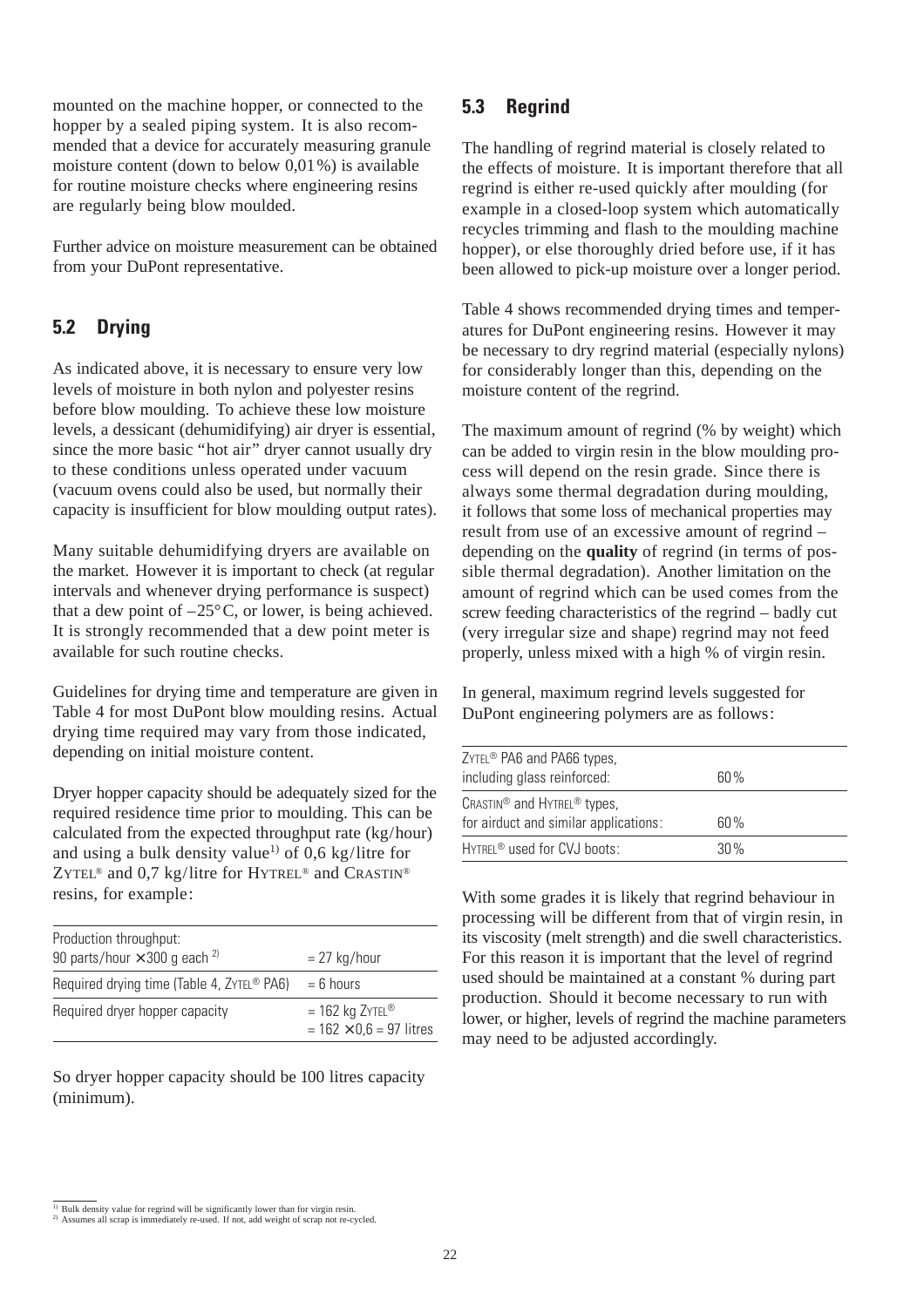mounted on the machine hopper, or connected to the hopper by a sealed piping system. It is also recommended that a device for accurately measuring granule moisture content (down to below 0,01%) is available for routine moisture checks where engineering resins are regularly being blow moulded.

Further advice on moisture measurement can be obtained from your DuPont representative.

## 5.2 Drying

As indicated above, it is necessary to ensure very low levels of moisture in both nylon and polyester resins before blow moulding. To achieve these low moisture levels, a dessicant (dehumidifying) air dryer is essential, since the more basic "hot air" dryer cannot usually dry to these conditions unless operated under vacuum (vacuum ovens could also be used, but normally their capacity is insufficient for blow moulding output rates).

Many suitable dehumidifying dryers are available on the market. However it is important to check (at regular intervals and whenever drying performance is suspect) that a dew point of –25°C, or lower, is being achieved. It is strongly recommended that a dew point meter is available for such routine checks.

Guidelines for drying time and temperature are given in Table 4 for most DuPont blow moulding resins. Actual drying time required may vary from those indicated, depending on initial moisture content.

Dryer hopper capacity should be adequately sized for the required residence time prior to moulding. This can be calculated from the expected throughput rate (kg/hour) and using a bulk density value[1] of 0,6 kg/litre for ZYTEL® and 0,7 kg/litre for HYTREL® and CRASTIN® resins, for example:

| | |
|---|---|
| Production throughput: 90 parts/hour × 300 g each [2] | = 27 kg/hour |
| Required drying time (Table 4, ZYTEL® PA6) | = 6 hours |
| Required dryer hopper capacity | = 162 kg ZYTEL® = 162 × 0,6 = 97 litres |

So dryer hopper capacity should be 100 litres capacity (minimum).

## 5.3 Regrind

The handling of regrind material is closely related to the effects of moisture. It is important therefore that all regrind is either re-used quickly after moulding (for example in a closed-loop system which automatically recycles trimming and flash to the moulding machine hopper), or else thoroughly dried before use, if it has been allowed to pick-up moisture over a longer period.

Table 4 shows recommended drying times and temperatures for DuPont engineering resins. However it may be necessary to dry regrind material (especially nylons) for considerably longer than this, depending on the moisture content of the regrind.

The maximum amount of regrind (% by weight) which can be added to virgin resin in the blow moulding process will depend on the resin grade. Since there is always some thermal degradation during moulding, it follows that some loss of mechanical properties may result from use of an excessive amount of regrind – depending on the **quality** of regrind (in terms of possible thermal degradation). Another limitation on the amount of regrind which can be used comes from the screw feeding characteristics of the regrind – badly cut (very irregular size and shape) regrind may not feed properly, unless mixed with a high % of virgin resin.

In general, maximum regrind levels suggested for DuPont engineering polymers are as follows:

| | |
|---|---|
| ZYTEL® PA6 and PA66 types, including glass reinforced: | 60% |
| CRASTIN® and HYTREL® types, for airduct and similar applications: | 60% |
| HYTREL® used for CVJ boots: | 30% |

With some grades it is likely that regrind behaviour in processing will be different from that of virgin resin, in its viscosity (melt strength) and die swell characteristics. For this reason it is important that the level of regrind used should be maintained at a constant % during part production. Should it become necessary to run with lower, or higher, levels of regrind the machine parameters may need to be adjusted accordingly.

[1] Bulk density value for regrind will be significantly lower than for virgin resin.
[2] Assumes all scrap is immediately re-used. If not, add weight of scrap not re-cycled.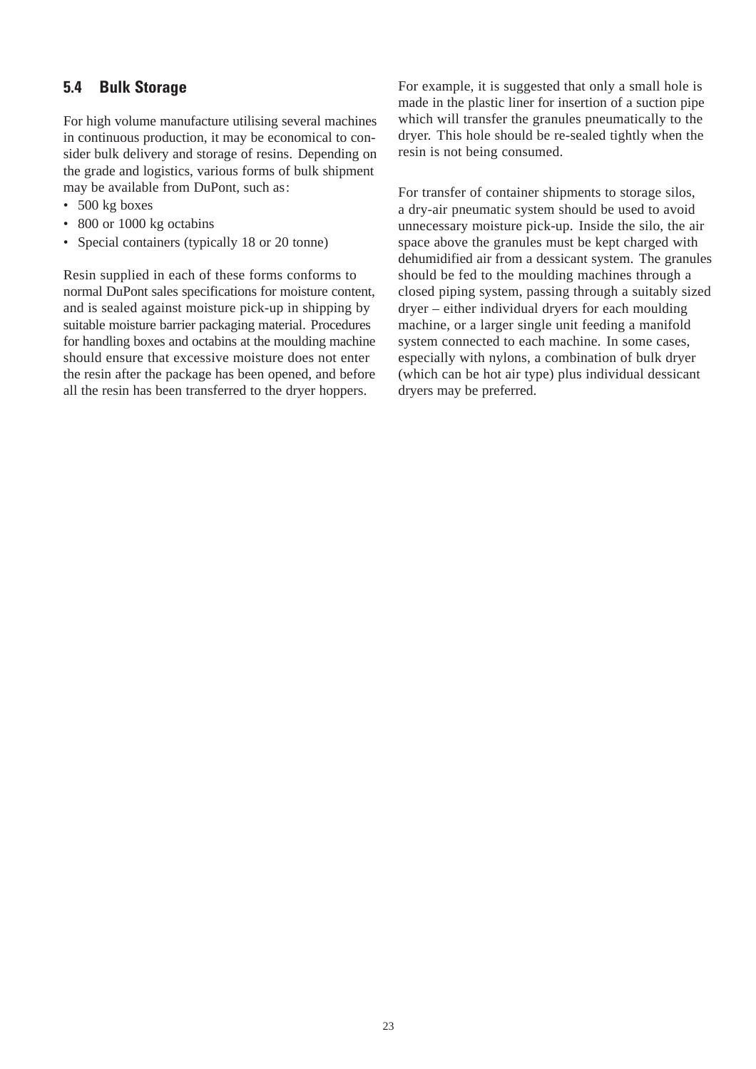## 5.4 Bulk Storage

For high volume manufacture utilising several machines in continuous production, it may be economical to consider bulk delivery and storage of resins. Depending on the grade and logistics, various forms of bulk shipment may be available from DuPont, such as:

- 500 kg boxes
- 800 or 1000 kg octabins
- Special containers (typically 18 or 20 tonne)

Resin supplied in each of these forms conforms to normal DuPont sales specifications for moisture content, and is sealed against moisture pick-up in shipping by suitable moisture barrier packaging material. Procedures for handling boxes and octabins at the moulding machine should ensure that excessive moisture does not enter the resin after the package has been opened, and before all the resin has been transferred to the dryer hoppers.

For example, it is suggested that only a small hole is made in the plastic liner for insertion of a suction pipe which will transfer the granules pneumatically to the dryer. This hole should be re-sealed tightly when the resin is not being consumed.

For transfer of container shipments to storage silos, a dry-air pneumatic system should be used to avoid unnecessary moisture pick-up. Inside the silo, the air space above the granules must be kept charged with dehumidified air from a dessicant system. The granules should be fed to the moulding machines through a closed piping system, passing through a suitably sized dryer – either individual dryers for each moulding machine, or a larger single unit feeding a manifold system connected to each machine. In some cases, especially with nylons, a combination of bulk dryer (which can be hot air type) plus individual dessicant dryers may be preferred.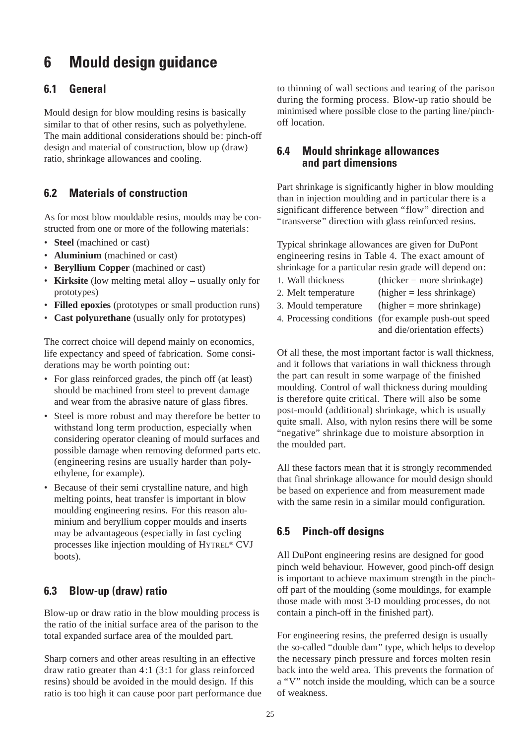# 6 Mould design guidance

## 6.1 General

Mould design for blow moulding resins is basically similar to that of other resins, such as polyethylene. The main additional considerations should be: pinch-off design and material of construction, blow up (draw) ratio, shrinkage allowances and cooling.

## 6.2 Materials of construction

As for most blow mouldable resins, moulds may be constructed from one or more of the following materials:

- **Steel** (machined or cast)
- **Aluminium** (machined or cast)
- **Beryllium Copper** (machined or cast)
- **Kirksite** (low melting metal alloy – usually only for prototypes)
- **Filled epoxies** (prototypes or small production runs)
- **Cast polyurethane** (usually only for prototypes)

The correct choice will depend mainly on economics, life expectancy and speed of fabrication. Some considerations may be worth pointing out:

- For glass reinforced grades, the pinch off (at least) should be machined from steel to prevent damage and wear from the abrasive nature of glass fibres.
- Steel is more robust and may therefore be better to withstand long term production, especially when considering operator cleaning of mould surfaces and possible damage when removing deformed parts etc. (engineering resins are usually harder than polyethylene, for example).
- Because of their semi crystalline nature, and high melting points, heat transfer is important in blow moulding engineering resins. For this reason aluminium and beryllium copper moulds and inserts may be advantageous (especially in fast cycling processes like injection moulding of HYTREL® CVJ boots).

## 6.3 Blow-up (draw) ratio

Blow-up or draw ratio in the blow moulding process is the ratio of the initial surface area of the parison to the total expanded surface area of the moulded part.

Sharp corners and other areas resulting in an effective draw ratio greater than 4:1 (3:1 for glass reinforced resins) should be avoided in the mould design. If this ratio is too high it can cause poor part performance due to thinning of wall sections and tearing of the parison during the forming process. Blow-up ratio should be minimised where possible close to the parting line/pinch-off location.

## 6.4 Mould shrinkage allowances and part dimensions

Part shrinkage is significantly higher in blow moulding than in injection moulding and in particular there is a significant difference between "flow" direction and "transverse" direction with glass reinforced resins.

Typical shrinkage allowances are given for DuPont engineering resins in Table 4. The exact amount of shrinkage for a particular resin grade will depend on:

1. Wall thickness (thicker = more shrinkage)
2. Melt temperature (higher = less shrinkage)
3. Mould temperature (higher = more shrinkage)
4. Processing conditions (for example push-out speed and die/orientation effects)

Of all these, the most important factor is wall thickness, and it follows that variations in wall thickness through the part can result in some warpage of the finished moulding. Control of wall thickness during moulding is therefore quite critical. There will also be some post-mould (additional) shrinkage, which is usually quite small. Also, with nylon resins there will be some "negative" shrinkage due to moisture absorption in the moulded part.

All these factors mean that it is strongly recommended that final shrinkage allowance for mould design should be based on experience and from measurement made with the same resin in a similar mould configuration.

## 6.5 Pinch-off designs

All DuPont engineering resins are designed for good pinch weld behaviour. However, good pinch-off design is important to achieve maximum strength in the pinch-off part of the moulding (some mouldings, for example those made with most 3-D moulding processes, do not contain a pinch-off in the finished part).

For engineering resins, the preferred design is usually the so-called "double dam" type, which helps to develop the necessary pinch pressure and forces molten resin back into the weld area. This prevents the formation of a "V" notch inside the moulding, which can be a source of weakness.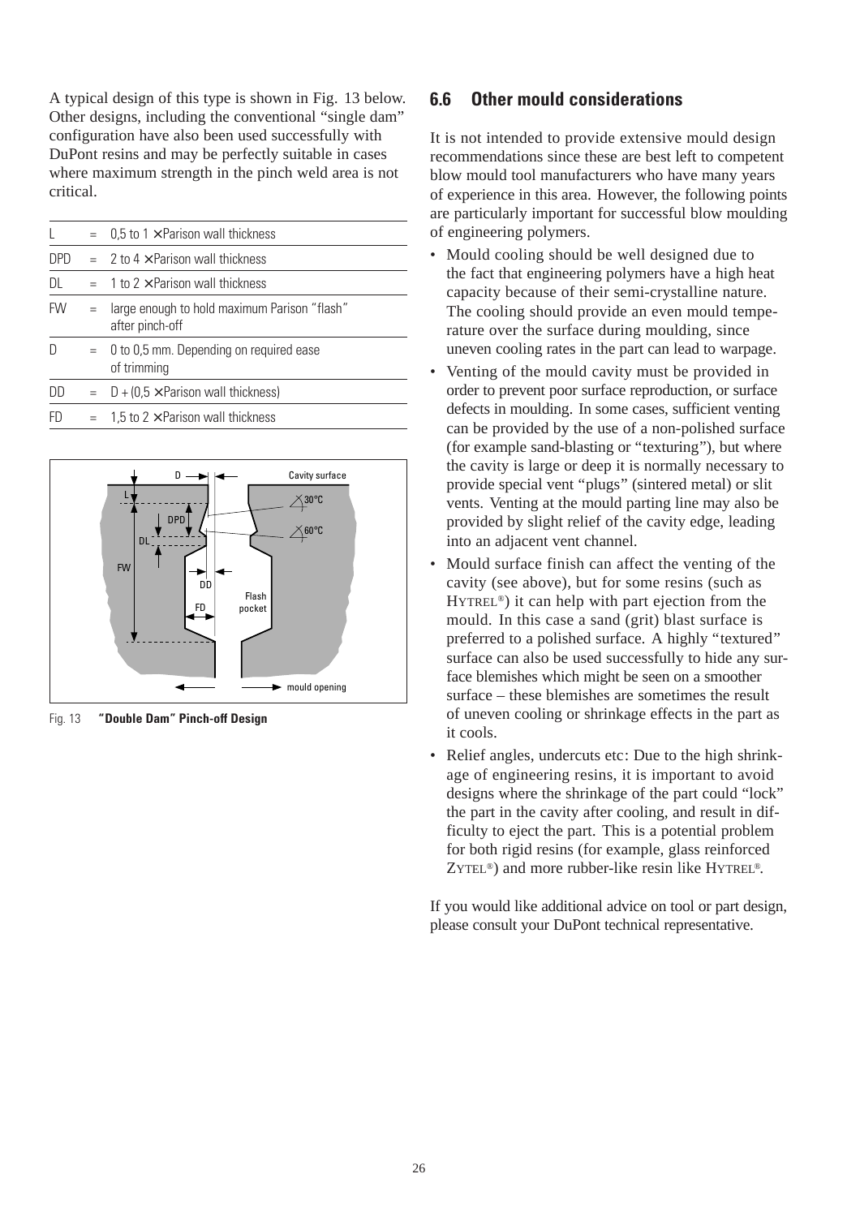A typical design of this type is shown in Fig. 13 below. Other designs, including the conventional "single dam" configuration have also been used successfully with DuPont resins and may be perfectly suitable in cases where maximum strength in the pinch weld area is not critical.

| | | |
|---|---|---|
| L | = | 0,5 to 1 × Parison wall thickness |
| DPD | = | 2 to 4 × Parison wall thickness |
| DL | = | 1 to 2 × Parison wall thickness |
| FW | = | large enough to hold maximum Parison "flash" after pinch-off |
| D | = | 0 to 0,5 mm. Depending on required ease of trimming |
| DD | = | D + (0,5 × Parison wall thickness) |
| FD | = | 1,5 to 2 × Parison wall thickness |

Fig. 13 **"Double Dam" Pinch-off Design**

## 6.6 Other mould considerations

It is not intended to provide extensive mould design recommendations since these are best left to competent blow mould tool manufacturers who have many years of experience in this area. However, the following points are particularly important for successful blow moulding of engineering polymers.

- Mould cooling should be well designed due to the fact that engineering polymers have a high heat capacity because of their semi-crystalline nature. The cooling should provide an even mould temperature over the surface during moulding, since uneven cooling rates in the part can lead to warpage.
- Venting of the mould cavity must be provided in order to prevent poor surface reproduction, or surface defects in moulding. In some cases, sufficient venting can be provided by the use of a non-polished surface (for example sand-blasting or "texturing"), but where the cavity is large or deep it is normally necessary to provide special vent "plugs" (sintered metal) or slit vents. Venting at the mould parting line may also be provided by slight relief of the cavity edge, leading into an adjacent vent channel.
- Mould surface finish can affect the venting of the cavity (see above), but for some resins (such as HYTREL®) it can help with part ejection from the mould. In this case a sand (grit) blast surface is preferred to a polished surface. A highly "textured" surface can also be used successfully to hide any surface blemishes which might be seen on a smoother surface – these blemishes are sometimes the result of uneven cooling or shrinkage effects in the part as it cools.
- Relief angles, undercuts etc: Due to the high shrinkage of engineering resins, it is important to avoid designs where the shrinkage of the part could "lock" the part in the cavity after cooling, and result in difficulty to eject the part. This is a potential problem for both rigid resins (for example, glass reinforced ZYTEL®) and more rubber-like resin like HYTREL®.

If you would like additional advice on tool or part design, please consult your DuPont technical representative.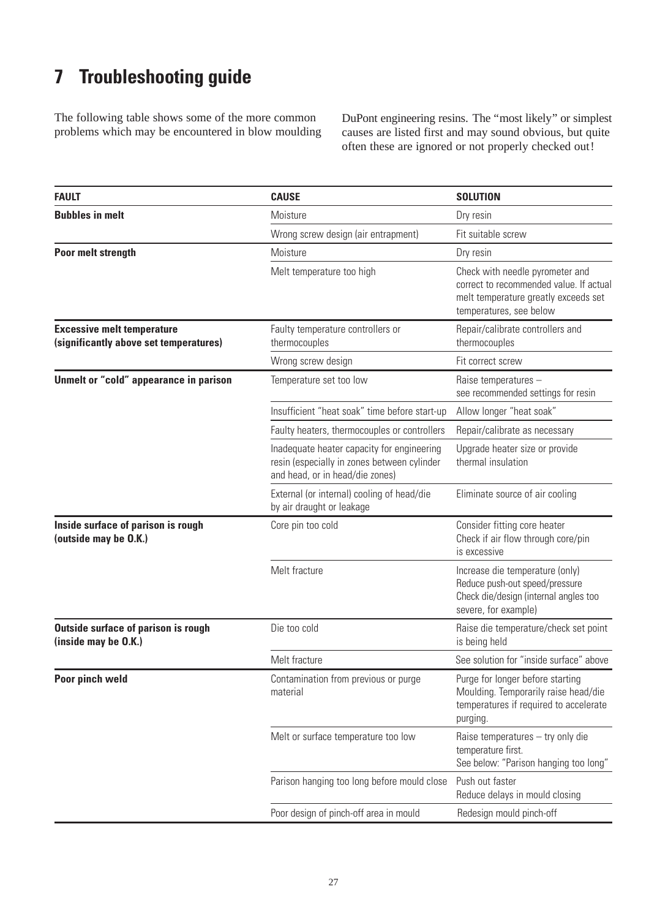# 7 Troubleshooting guide

The following table shows some of the more common problems which may be encountered in blow moulding DuPont engineering resins. The "most likely" or simplest causes are listed first and may sound obvious, but quite often these are ignored or not properly checked out!

| FAULT | CAUSE | SOLUTION |
|---|---|---|
| **Bubbles in melt** | Moisture | Dry resin |
| | Wrong screw design (air entrapment) | Fit suitable screw |
| **Poor melt strength** | Moisture | Dry resin |
| | Melt temperature too high | Check with needle pyrometer and correct to recommended value. If actual melt temperature greatly exceeds set temperatures, see below |
| **Excessive melt temperature (significantly above set temperatures)** | Faulty temperature controllers or thermocouples | Repair/calibrate controllers and thermocouples |
| | Wrong screw design | Fit correct screw |
| **Unmelt or "cold" appearance in parison** | Temperature set too low | Raise temperatures – see recommended settings for resin |
| | Insufficient "heat soak" time before start-up | Allow longer "heat soak" |
| | Faulty heaters, thermocouples or controllers | Repair/calibrate as necessary |
| | Inadequate heater capacity for engineering resin (especially in zones between cylinder and head, or in head/die zones) | Upgrade heater size or provide thermal insulation |
| | External (or internal) cooling of head/die by air draught or leakage | Eliminate source of air cooling |
| **Inside surface of parison is rough (outside may be O.K.)** | Core pin too cold | Consider fitting core heater<br>Check if air flow through core/pin is excessive |
| | Melt fracture | Increase die temperature (only)<br>Reduce push-out speed/pressure<br>Check die/design (internal angles too severe, for example) |
| **Outside surface of parison is rough (inside may be O.K.)** | Die too cold | Raise die temperature/check set point is being held |
| | Melt fracture | See solution for "inside surface" above |
| **Poor pinch weld** | Contamination from previous or purge material | Purge for longer before starting Moulding. Temporarily raise head/die temperatures if required to accelerate purging. |
| | Melt or surface temperature too low | Raise temperatures – try only die temperature first.<br>See below: "Parison hanging too long" |
| | Parison hanging too long before mould close | Push out faster<br>Reduce delays in mould closing |
| | Poor design of pinch-off area in mould | Redesign mould pinch-off |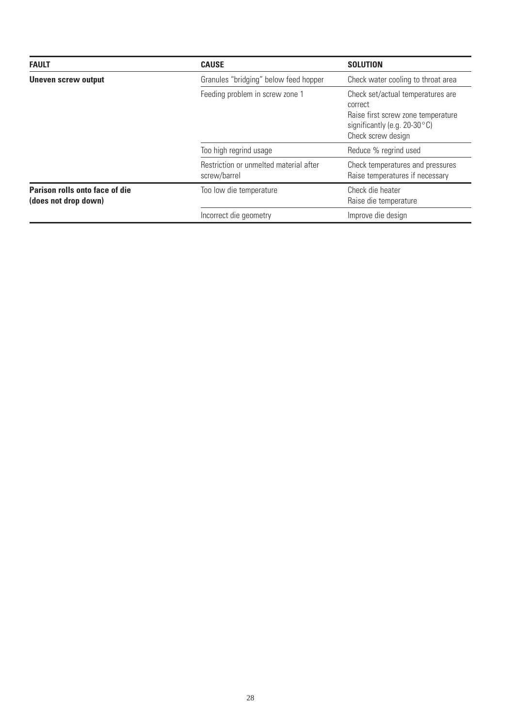| FAULT | CAUSE | SOLUTION |
|---|---|---|
| **Uneven screw output** | Granules "bridging" below feed hopper | Check water cooling to throat area |
| | Feeding problem in screw zone 1 | Check set/actual temperatures are correct<br>Raise first screw zone temperature significantly (e.g. 20-30°C)<br>Check screw design |
| | Too high regrind usage | Reduce % regrind used |
| | Restriction or unmelted material after screw/barrel | Check temperatures and pressures<br>Raise temperatures if necessary |
| **Parison rolls onto face of die (does not drop down)** | Too low die temperature | Check die heater<br>Raise die temperature |
| | Incorrect die geometry | Improve die design |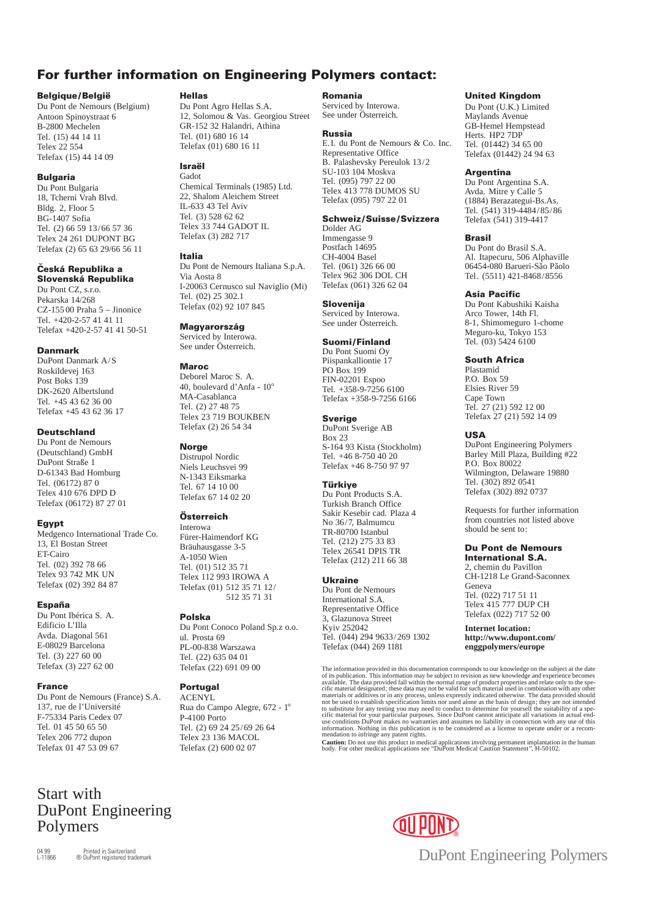## For further information on Engineering Polymers contact:

**Belgique/België**
Du Pont de Nemours (Belgium)
Antoon Spinoystraat 6
B-2800 Mechelen
Tel. (15) 44 14 11
Telex 22 554
Telefax (15) 44 14 09

**Bulgaria**
Du Pont Bulgaria
18, Tcherni Vrah Blvd.
Bldg. 2, Floor 5
BG-1407 Sofia
Tel. (2) 66 59 13/66 57 36
Telex 24 261 DUPONT BG
Telefax (2) 65 63 29/66 56 11

**Česká Republika a Slovenská Republika**
Du Pont CZ, s.r.o.
Pekarska 14/268
CZ-155 00 Praha 5 – Jinonice
Tel. +420-2-57 41 41 11
Telefax +420-2-57 41 41 50-51

**Danmark**
DuPont Danmark A/S
Roskildevej 163
Post Boks 139
DK-2620 Albertslund
Tel. +45 43 62 36 00
Telefax +45 43 62 36 17

**Deutschland**
Du Pont de Nemours
(Deutschland) GmbH
DuPont Straße 1
D-61343 Bad Homburg
Tel. (06172) 87 0
Telex 410 676 DPD D
Telefax (06172) 87 27 01

**Egypt**
Medgenco International Trade Co.
13, El Bostan Street
ET-Cairo
Tel. (02) 392 78 66
Telex 93 742 MK UN
Telefax (02) 392 84 87

**España**
Du Pont Ibérica S. A.
Edificio L'Illa
Avda. Diagonal 561
E-08029 Barcelona
Tel. (3) 227 60 00
Telefax (3) 227 62 00

**France**
Du Pont de Nemours (France) S.A.
137, rue de l'Université
F-75334 Paris Cedex 07
Tel. 01 45 50 65 50
Telex 206 772 dupon
Telefax 01 47 53 09 67

**Hellas**
Du Pont Agro Hellas S.A.
12, Solomou & Vas. Georgiou Street
GR-152 32 Halandri, Athina
Tel. (01) 680 16 14
Telefax (01) 680 16 11

**Israël**
Gadot
Chemical Terminals (1985) Ltd.
22, Shalom Aleichem Street
IL-633 43 Tel Aviv
Tel. (3) 528 62 62
Telex 33 744 GADOT IL
Telefax (3) 282 717

**Italia**
Du Pont de Nemours Italiana S.p.A.
Via Aosta 8
I-20063 Cernusco sul Naviglio (Mi)
Tel. (02) 25 302.1
Telefax (02) 92 107 845

**Magyarország**
Serviced by Interowa.
See under Österreich.

**Maroc**
Deborel Maroc S. A.
40, boulevard d'Anfa - 10°
MA-Casablanca
Tel. (2) 27 48 75
Telex 23 719 BOUKBEN
Telefax (2) 26 54 34

**Norge**
Distrupol Nordic
Niels Leuchsvei 99
N-1343 Eiksmarka
Tel. 67 14 10 00
Telefax 67 14 02 20

**Österreich**
Interowa
Fürer-Haimendorf KG
Bräuhausgasse 3-5
A-1050 Wien
Tel. (01) 512 35 71
Telex 112 993 IROWA A
Telefax (01) 512 35 71 12/
512 35 71 31

**Polska**
Du Pont Conoco Poland Sp.z o.o.
ul. Prosta 69
PL-00-838 Warszawa
Tel. (22) 635 04 01
Telefax (22) 691 09 00

**Portugal**
ACENYL
Rua do Campo Alegre, 672 - 1°
P-4100 Porto
Tel. (2) 69 24 25/69 26 64
Telex 23 136 MACOL
Telefax (2) 600 02 07

**Romania**
Serviced by Interowa.
See under Österreich.

**Russia**
E.I. du Pont de Nemours & Co. Inc.
Representative Office
B. Palashevsky Pereulok 13/2
SU-103 104 Moskva
Tel. (095) 797 22 00
Telex 413 778 DUMOS SU
Telefax (095) 797 22 01

**Schweiz/Suisse/Svizzera**
Dolder AG
Immengasse 9
Postfach 14695
CH-4004 Basel
Tel. (061) 326 66 00
Telex 962 306 DOL CH
Telefax (061) 326 62 04

**Slovenija**
Serviced by Interowa.
See under Österreich.

**Suomi/Finland**
Du Pont Suomi Oy
Piispankalliontie 17
PO Box 199
FIN-02201 Espoo
Tel. +358-9-7256 6100
Telefax +358-9-7256 6166

**Sverige**
DuPont Sverige AB
Box 23
S-164 93 Kista (Stockholm)
Tel. +46 8-750 40 20
Telefax +46 8-750 97 97

**Türkiye**
Du Pont Products S.A.
Turkish Branch Office
Sakir Kesebir cad. Plaza 4
No 36/7, Balmumcu
TR-80700 Istanbul
Tel. (212) 275 33 83
Telex 26541 DPIS TR
Telefax (212) 211 66 38

**Ukraine**
Du Pont de Nemours
International S.A.
Representative Office
3, Glazunova Street
Kyiv 252042
Tel. (044) 294 9633/269 1302
Telefax (044) 269 1181

**United Kingdom**
Du Pont (U.K.) Limited
Maylands Avenue
GB-Hemel Hempstead
Herts. HP2 7DP
Tel. (01442) 34 65 00
Telefax (01442) 24 94 63

**Argentina**
Du Pont Argentina S.A.
Avda. Mitre y Calle 5
(1884) Berazategui-Bs.As.
Tel. (541) 319-4484/85/86
Telefax (541) 319-4417

**Brasil**
Du Pont do Brasil S.A.
Al. Itapecuru, 506 Alphaville
06454-080 Barueri-São Päolo
Tel. (5511) 421-8468/8556

**Asia Pacific**
Du Pont Kabushiki Kaisha
Arco Tower, 14th Fl.
8-1, Shimomeguro 1-chome
Meguro-ku, Tokyo 153
Tel. (03) 5424 6100

**South Africa**
Plastamid
P.O. Box 59
Elsies River 59
Cape Town
Tel. 27 (21) 592 12 00
Telefax 27 (21) 592 14 09

**USA**
DuPont Engineering Polymers
Barley Mill Plaza, Building #22
P.O. Box 80022
Wilmington, Delaware 19880
Tel. (302) 892 0541
Telefax (302) 892 0737

Requests for further information from countries not listed above should be sent to:

**Du Pont de Nemours International S.A.**
2, chemin du Pavillon
CH-1218 Le Grand-Saconnex
Geneva
Tel. (022) 717 51 11
Telex 415 777 DUP CH
Telefax (022) 717 52 00

**Internet location:**
**http://www.dupont.com/enggpolymers/europe**

The information provided in this documentation corresponds to our knowledge on the subject at the date of its publication. This information may be subject to revision as new knowledge and experience becomes available. The data provided fall within the normal range of product properties and relate only to the specific material designated; these data may not be valid for such material used in combination with any other materials or additives or in any process, unless expressly indicated otherwise. The data provided should not be used to establish specification limits nor used alone as the basis of design; they are not intended to substitute for any testing you may need to conduct to determine for yourself the suitability of a specific material for your particular purposes. Since DuPont cannot anticipate all variations in actual end-use conditions DuPont makes no warranties and assumes no liability in connection with any use of this information. Nothing in this publication is to be considered as a license to operate under or a recommendation to infringe any patent rights.

**Caution:** Do not use this product in medical applications involving permanent implantation in the human body. For other medical applications see "DuPont Medical Caution Statement", H-50102.

Start with
DuPont Engineering
Polymers

04.99
L-11866

Printed in Switzerland
® DuPont registered trademark

DuPont Engineering Polymers